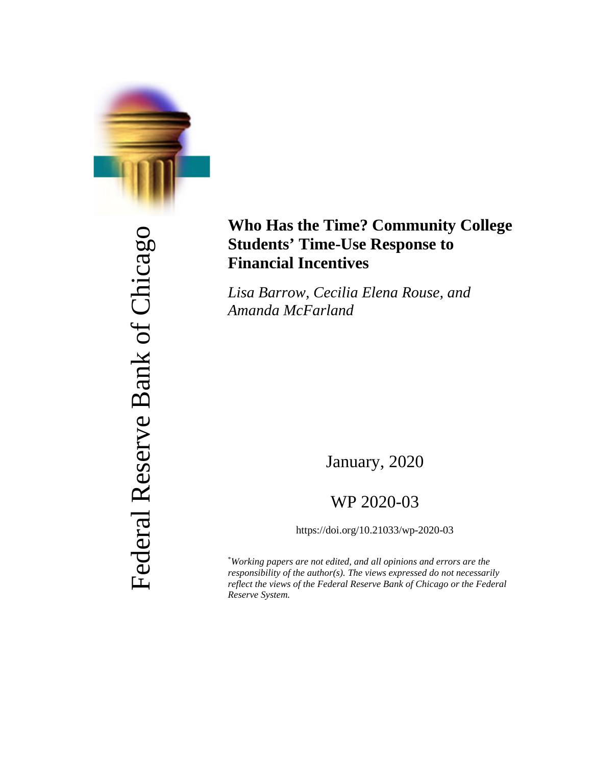Federal Reserve Bank of Chicago

# Who Has the Time? Community College Students' Time-Use Response to Financial Incentives

*Lisa Barrow, Cecilia Elena Rouse, and Amanda McFarland*

January, 2020

WP 2020-03

https://doi.org/10.21033/wp-2020-03

[*] *Working papers are not edited, and all opinions and errors are the responsibility of the author(s). The views expressed do not necessarily reflect the views of the Federal Reserve Bank of Chicago or the Federal Reserve System.*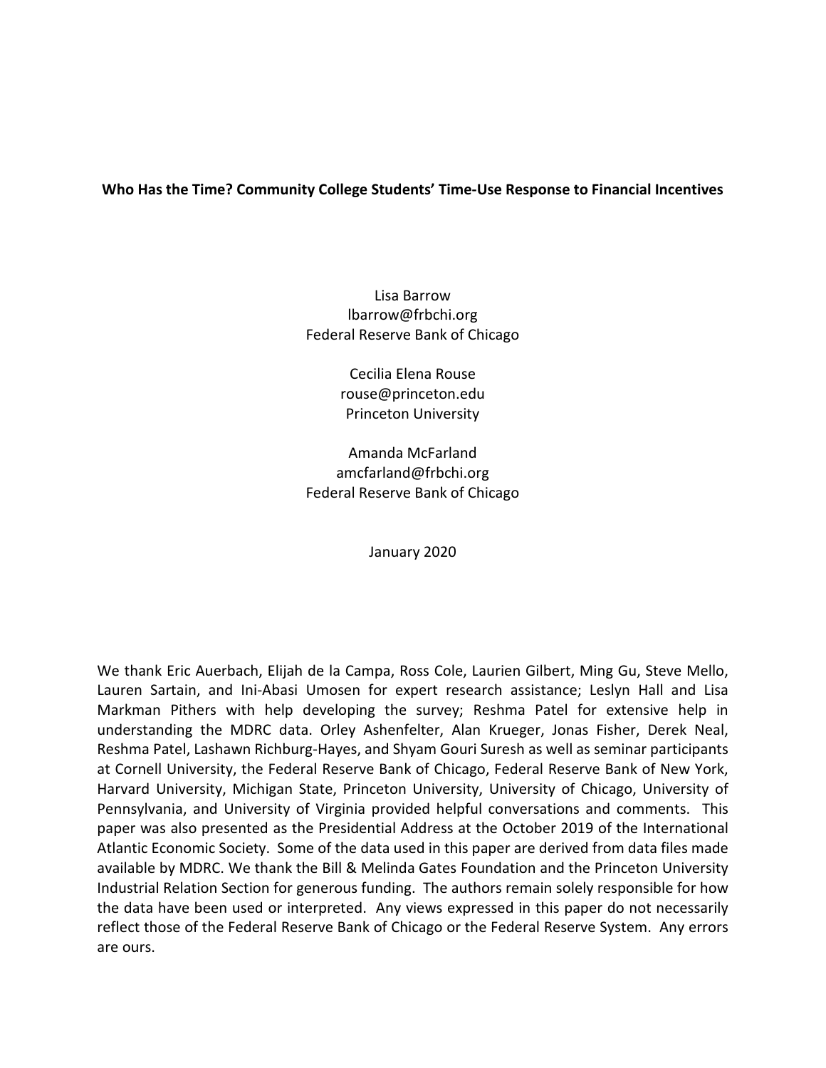**Who Has the Time? Community College Students' Time-Use Response to Financial Incentives**

Lisa Barrow
lbarrow@frbchi.org
Federal Reserve Bank of Chicago

Cecilia Elena Rouse
rouse@princeton.edu
Princeton University

Amanda McFarland
amcfarland@frbchi.org
Federal Reserve Bank of Chicago

January 2020

We thank Eric Auerbach, Elijah de la Campa, Ross Cole, Laurien Gilbert, Ming Gu, Steve Mello, Lauren Sartain, and Ini-Abasi Umosen for expert research assistance; Leslyn Hall and Lisa Markman Pithers with help developing the survey; Reshma Patel for extensive help in understanding the MDRC data. Orley Ashenfelter, Alan Krueger, Jonas Fisher, Derek Neal, Reshma Patel, Lashawn Richburg-Hayes, and Shyam Gouri Suresh as well as seminar participants at Cornell University, the Federal Reserve Bank of Chicago, Federal Reserve Bank of New York, Harvard University, Michigan State, Princeton University, University of Chicago, University of Pennsylvania, and University of Virginia provided helpful conversations and comments. This paper was also presented as the Presidential Address at the October 2019 of the International Atlantic Economic Society. Some of the data used in this paper are derived from data files made available by MDRC. We thank the Bill & Melinda Gates Foundation and the Princeton University Industrial Relation Section for generous funding. The authors remain solely responsible for how the data have been used or interpreted. Any views expressed in this paper do not necessarily reflect those of the Federal Reserve Bank of Chicago or the Federal Reserve System. Any errors are ours.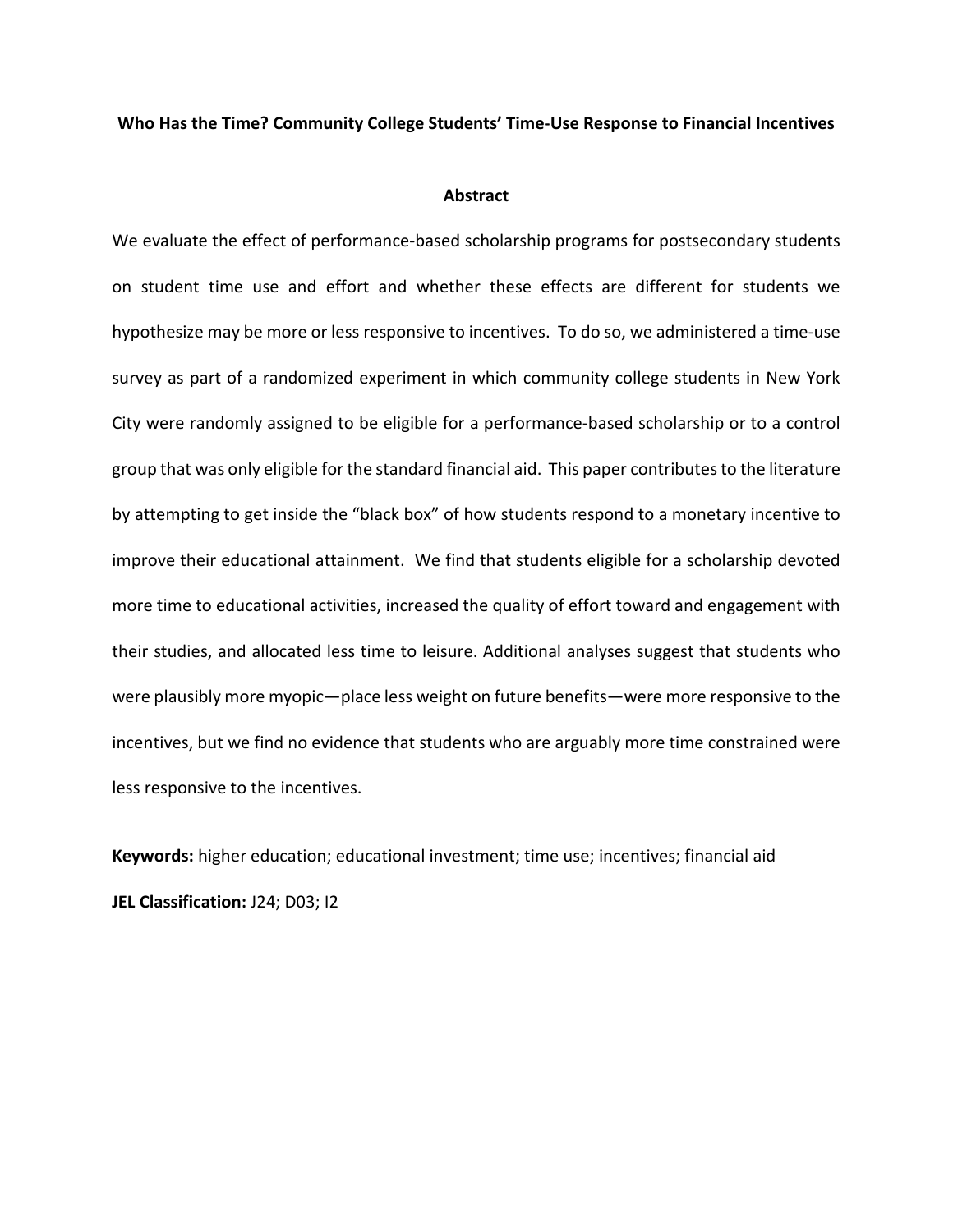**Who Has the Time? Community College Students' Time-Use Response to Financial Incentives**

## Abstract

We evaluate the effect of performance-based scholarship programs for postsecondary students on student time use and effort and whether these effects are different for students we hypothesize may be more or less responsive to incentives. To do so, we administered a time-use survey as part of a randomized experiment in which community college students in New York City were randomly assigned to be eligible for a performance-based scholarship or to a control group that was only eligible for the standard financial aid. This paper contributes to the literature by attempting to get inside the "black box" of how students respond to a monetary incentive to improve their educational attainment. We find that students eligible for a scholarship devoted more time to educational activities, increased the quality of effort toward and engagement with their studies, and allocated less time to leisure. Additional analyses suggest that students who were plausibly more myopic—place less weight on future benefits—were more responsive to the incentives, but we find no evidence that students who are arguably more time constrained were less responsive to the incentives.

**Keywords:** higher education; educational investment; time use; incentives; financial aid

**JEL Classification:** J24; D03; I2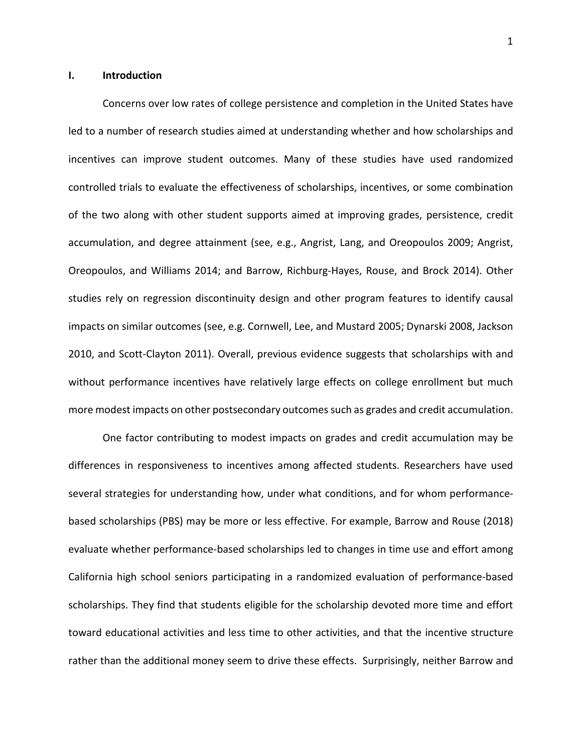## I. Introduction

Concerns over low rates of college persistence and completion in the United States have led to a number of research studies aimed at understanding whether and how scholarships and incentives can improve student outcomes. Many of these studies have used randomized controlled trials to evaluate the effectiveness of scholarships, incentives, or some combination of the two along with other student supports aimed at improving grades, persistence, credit accumulation, and degree attainment (see, e.g., Angrist, Lang, and Oreopoulos 2009; Angrist, Oreopoulos, and Williams 2014; and Barrow, Richburg-Hayes, Rouse, and Brock 2014). Other studies rely on regression discontinuity design and other program features to identify causal impacts on similar outcomes (see, e.g. Cornwell, Lee, and Mustard 2005; Dynarski 2008, Jackson 2010, and Scott-Clayton 2011). Overall, previous evidence suggests that scholarships with and without performance incentives have relatively large effects on college enrollment but much more modest impacts on other postsecondary outcomes such as grades and credit accumulation.

One factor contributing to modest impacts on grades and credit accumulation may be differences in responsiveness to incentives among affected students. Researchers have used several strategies for understanding how, under what conditions, and for whom performance-based scholarships (PBS) may be more or less effective. For example, Barrow and Rouse (2018) evaluate whether performance-based scholarships led to changes in time use and effort among California high school seniors participating in a randomized evaluation of performance-based scholarships. They find that students eligible for the scholarship devoted more time and effort toward educational activities and less time to other activities, and that the incentive structure rather than the additional money seem to drive these effects. Surprisingly, neither Barrow and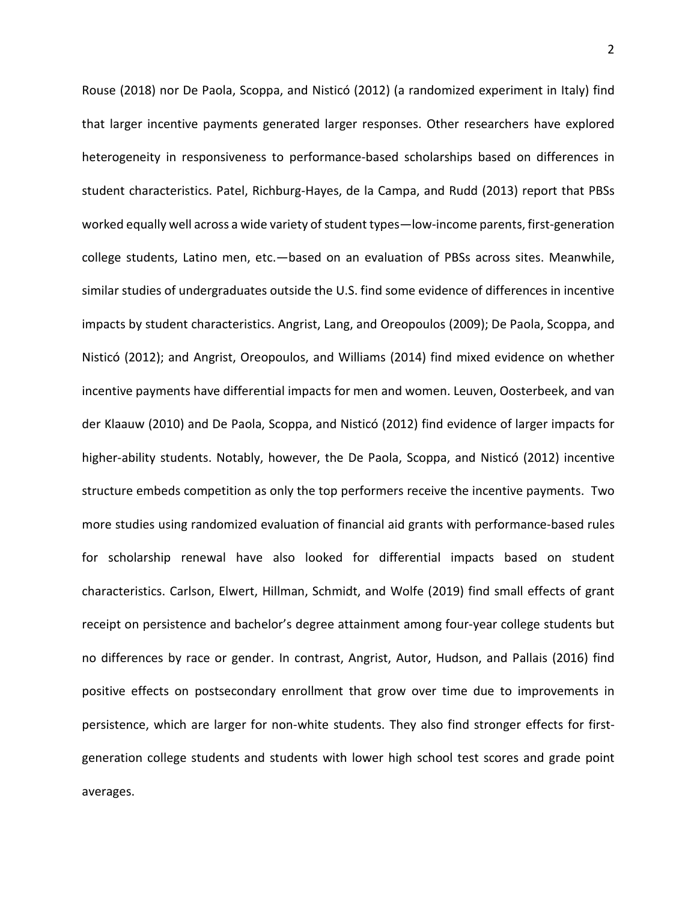Rouse (2018) nor De Paola, Scoppa, and Nisticó (2012) (a randomized experiment in Italy) find that larger incentive payments generated larger responses. Other researchers have explored heterogeneity in responsiveness to performance-based scholarships based on differences in student characteristics. Patel, Richburg-Hayes, de la Campa, and Rudd (2013) report that PBSs worked equally well across a wide variety of student types—low-income parents, first-generation college students, Latino men, etc.—based on an evaluation of PBSs across sites. Meanwhile, similar studies of undergraduates outside the U.S. find some evidence of differences in incentive impacts by student characteristics. Angrist, Lang, and Oreopoulos (2009); De Paola, Scoppa, and Nisticó (2012); and Angrist, Oreopoulos, and Williams (2014) find mixed evidence on whether incentive payments have differential impacts for men and women. Leuven, Oosterbeek, and van der Klaauw (2010) and De Paola, Scoppa, and Nisticó (2012) find evidence of larger impacts for higher-ability students. Notably, however, the De Paola, Scoppa, and Nisticó (2012) incentive structure embeds competition as only the top performers receive the incentive payments. Two more studies using randomized evaluation of financial aid grants with performance-based rules for scholarship renewal have also looked for differential impacts based on student characteristics. Carlson, Elwert, Hillman, Schmidt, and Wolfe (2019) find small effects of grant receipt on persistence and bachelor's degree attainment among four-year college students but no differences by race or gender. In contrast, Angrist, Autor, Hudson, and Pallais (2016) find positive effects on postsecondary enrollment that grow over time due to improvements in persistence, which are larger for non-white students. They also find stronger effects for first-generation college students and students with lower high school test scores and grade point averages.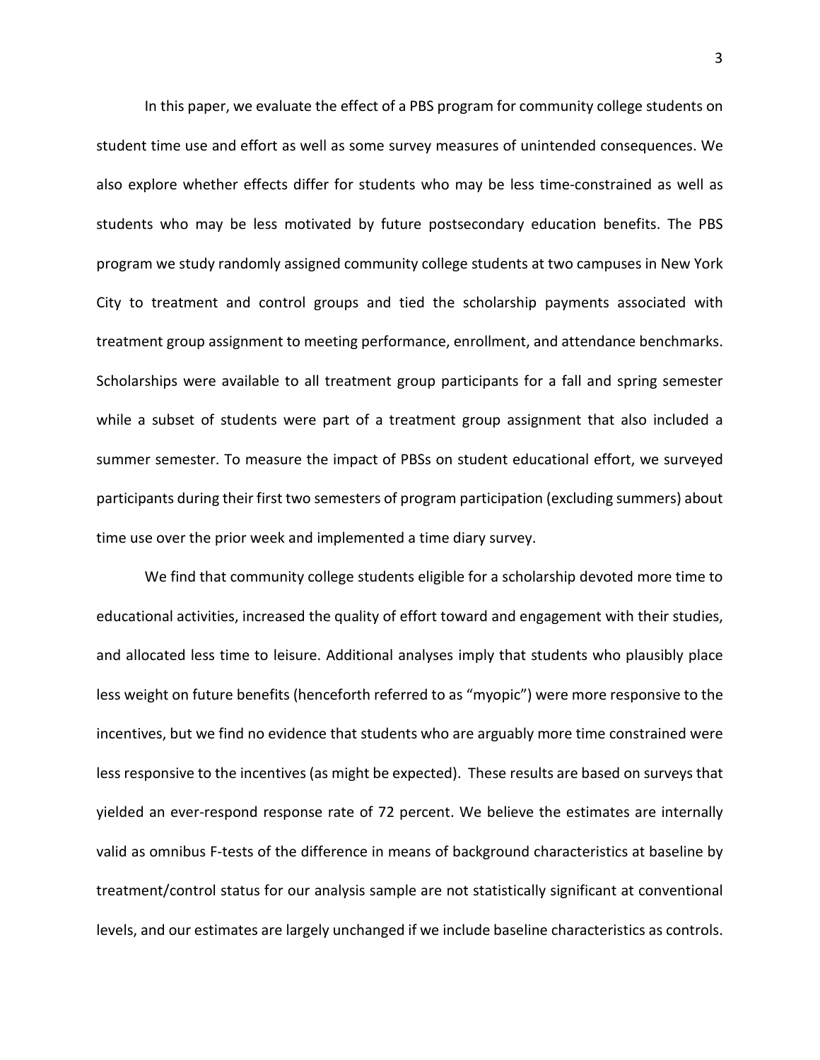In this paper, we evaluate the effect of a PBS program for community college students on student time use and effort as well as some survey measures of unintended consequences. We also explore whether effects differ for students who may be less time-constrained as well as students who may be less motivated by future postsecondary education benefits. The PBS program we study randomly assigned community college students at two campuses in New York City to treatment and control groups and tied the scholarship payments associated with treatment group assignment to meeting performance, enrollment, and attendance benchmarks. Scholarships were available to all treatment group participants for a fall and spring semester while a subset of students were part of a treatment group assignment that also included a summer semester. To measure the impact of PBSs on student educational effort, we surveyed participants during their first two semesters of program participation (excluding summers) about time use over the prior week and implemented a time diary survey.

We find that community college students eligible for a scholarship devoted more time to educational activities, increased the quality of effort toward and engagement with their studies, and allocated less time to leisure. Additional analyses imply that students who plausibly place less weight on future benefits (henceforth referred to as "myopic") were more responsive to the incentives, but we find no evidence that students who are arguably more time constrained were less responsive to the incentives (as might be expected). These results are based on surveys that yielded an ever-respond response rate of 72 percent. We believe the estimates are internally valid as omnibus F-tests of the difference in means of background characteristics at baseline by treatment/control status for our analysis sample are not statistically significant at conventional levels, and our estimates are largely unchanged if we include baseline characteristics as controls.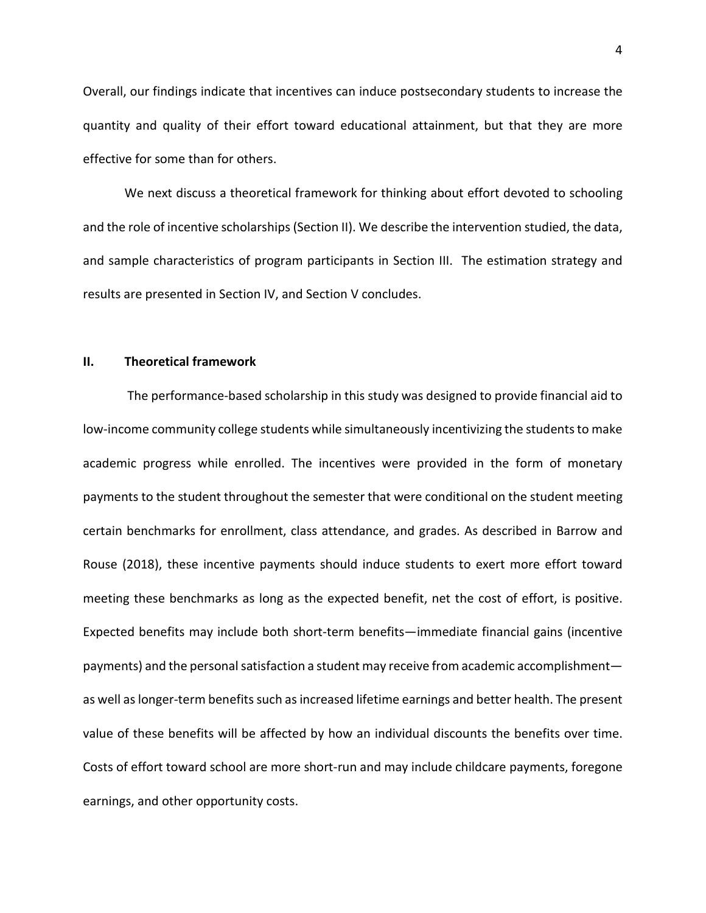Overall, our findings indicate that incentives can induce postsecondary students to increase the quantity and quality of their effort toward educational attainment, but that they are more effective for some than for others.

We next discuss a theoretical framework for thinking about effort devoted to schooling and the role of incentive scholarships (Section II). We describe the intervention studied, the data, and sample characteristics of program participants in Section III. The estimation strategy and results are presented in Section IV, and Section V concludes.

## II. Theoretical framework

The performance-based scholarship in this study was designed to provide financial aid to low-income community college students while simultaneously incentivizing the students to make academic progress while enrolled. The incentives were provided in the form of monetary payments to the student throughout the semester that were conditional on the student meeting certain benchmarks for enrollment, class attendance, and grades. As described in Barrow and Rouse (2018), these incentive payments should induce students to exert more effort toward meeting these benchmarks as long as the expected benefit, net the cost of effort, is positive. Expected benefits may include both short-term benefits—immediate financial gains (incentive payments) and the personal satisfaction a student may receive from academic accomplishment—as well as longer-term benefits such as increased lifetime earnings and better health. The present value of these benefits will be affected by how an individual discounts the benefits over time. Costs of effort toward school are more short-run and may include childcare payments, foregone earnings, and other opportunity costs.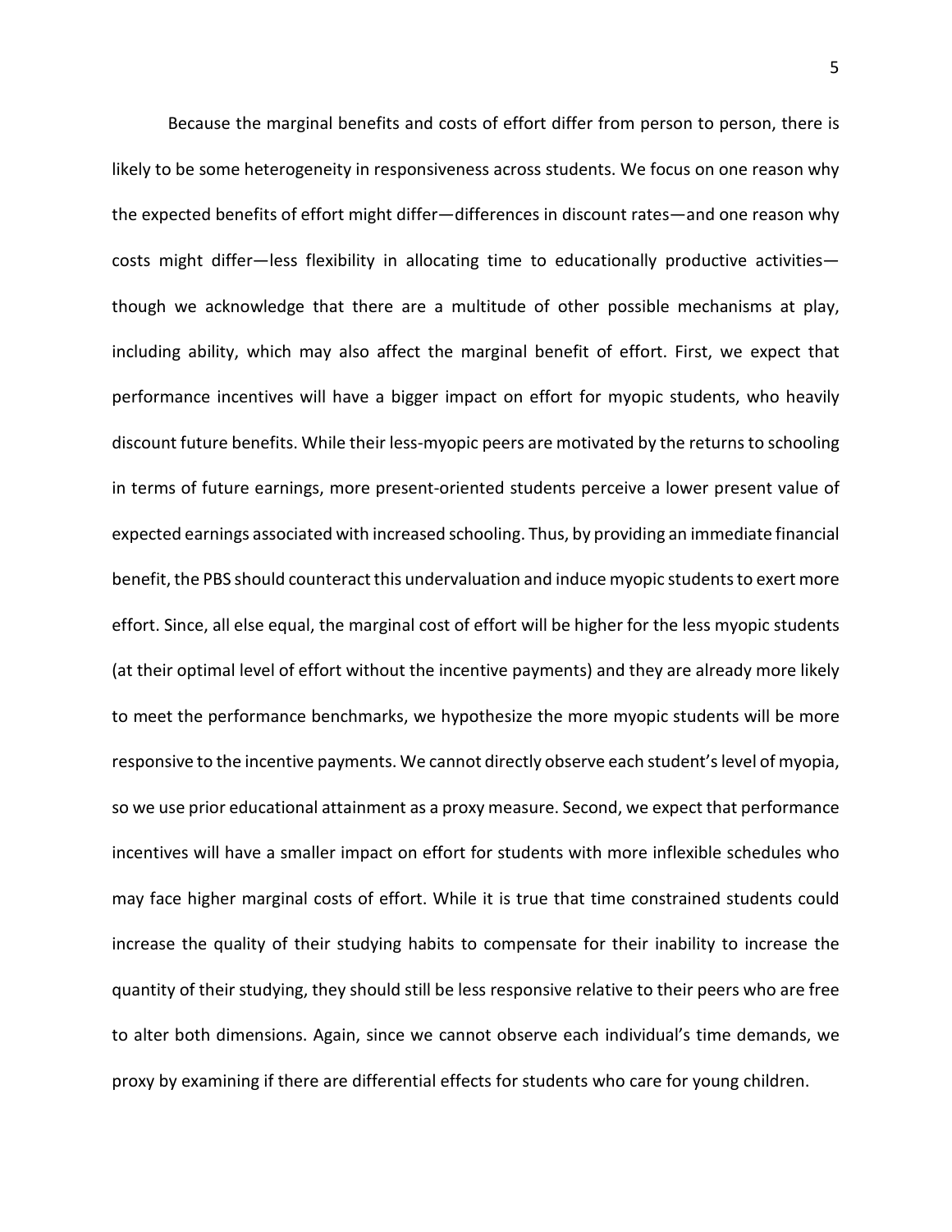Because the marginal benefits and costs of effort differ from person to person, there is likely to be some heterogeneity in responsiveness across students. We focus on one reason why the expected benefits of effort might differ—differences in discount rates—and one reason why costs might differ—less flexibility in allocating time to educationally productive activities—though we acknowledge that there are a multitude of other possible mechanisms at play, including ability, which may also affect the marginal benefit of effort. First, we expect that performance incentives will have a bigger impact on effort for myopic students, who heavily discount future benefits. While their less-myopic peers are motivated by the returns to schooling in terms of future earnings, more present-oriented students perceive a lower present value of expected earnings associated with increased schooling. Thus, by providing an immediate financial benefit, the PBS should counteract this undervaluation and induce myopic students to exert more effort. Since, all else equal, the marginal cost of effort will be higher for the less myopic students (at their optimal level of effort without the incentive payments) and they are already more likely to meet the performance benchmarks, we hypothesize the more myopic students will be more responsive to the incentive payments. We cannot directly observe each student's level of myopia, so we use prior educational attainment as a proxy measure. Second, we expect that performance incentives will have a smaller impact on effort for students with more inflexible schedules who may face higher marginal costs of effort. While it is true that time constrained students could increase the quality of their studying habits to compensate for their inability to increase the quantity of their studying, they should still be less responsive relative to their peers who are free to alter both dimensions. Again, since we cannot observe each individual's time demands, we proxy by examining if there are differential effects for students who care for young children.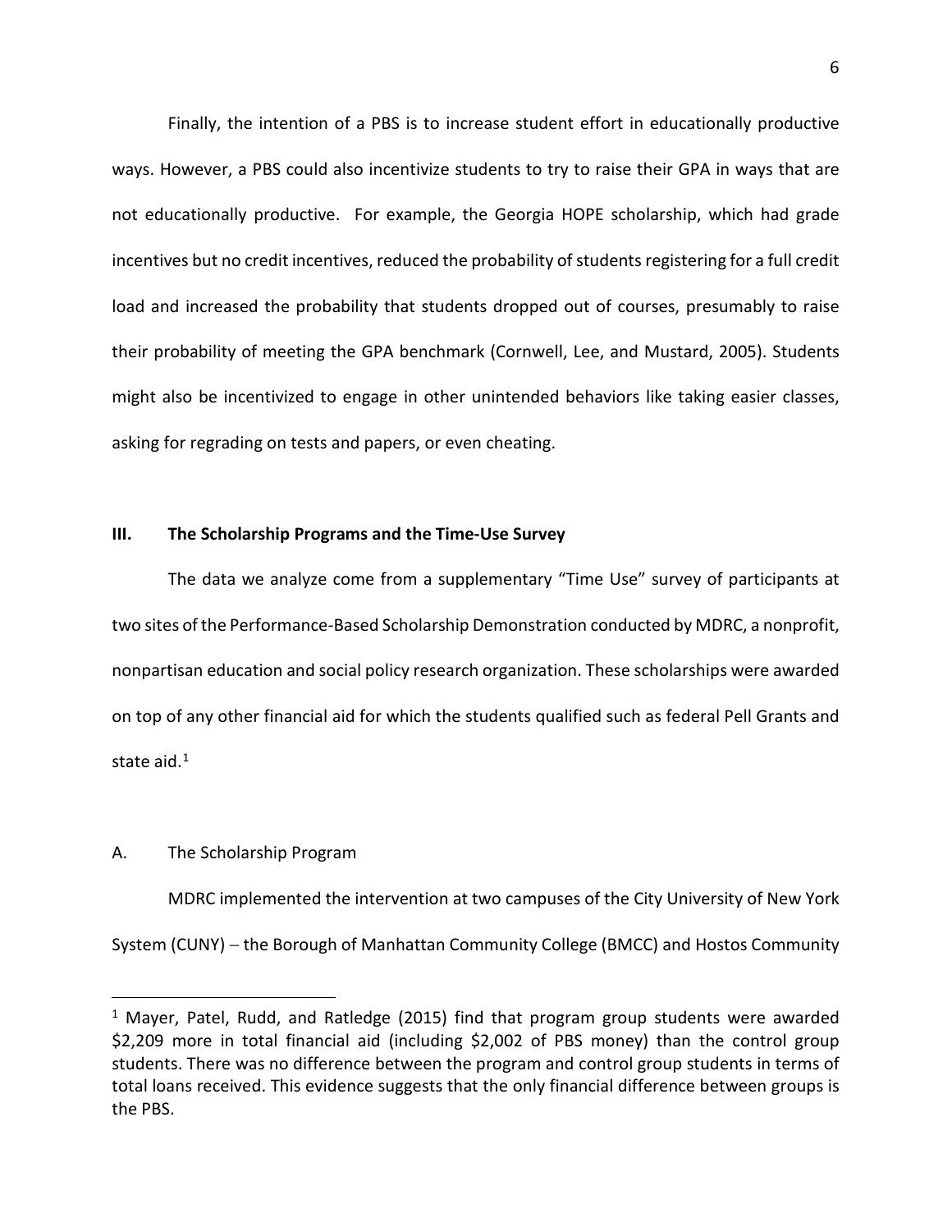Finally, the intention of a PBS is to increase student effort in educationally productive ways. However, a PBS could also incentivize students to try to raise their GPA in ways that are not educationally productive. For example, the Georgia HOPE scholarship, which had grade incentives but no credit incentives, reduced the probability of students registering for a full credit load and increased the probability that students dropped out of courses, presumably to raise their probability of meeting the GPA benchmark (Cornwell, Lee, and Mustard, 2005). Students might also be incentivized to engage in other unintended behaviors like taking easier classes, asking for regrading on tests and papers, or even cheating.

## III. The Scholarship Programs and the Time-Use Survey

The data we analyze come from a supplementary "Time Use" survey of participants at two sites of the Performance-Based Scholarship Demonstration conducted by MDRC, a nonprofit, nonpartisan education and social policy research organization. These scholarships were awarded on top of any other financial aid for which the students qualified such as federal Pell Grants and state aid.[1]

### A. The Scholarship Program

MDRC implemented the intervention at two campuses of the City University of New York System (CUNY) – the Borough of Manhattan Community College (BMCC) and Hostos Community

[1] Mayer, Patel, Rudd, and Ratledge (2015) find that program group students were awarded \$2,209 more in total financial aid (including \$2,002 of PBS money) than the control group students. There was no difference between the program and control group students in terms of total loans received. This evidence suggests that the only financial difference between groups is the PBS.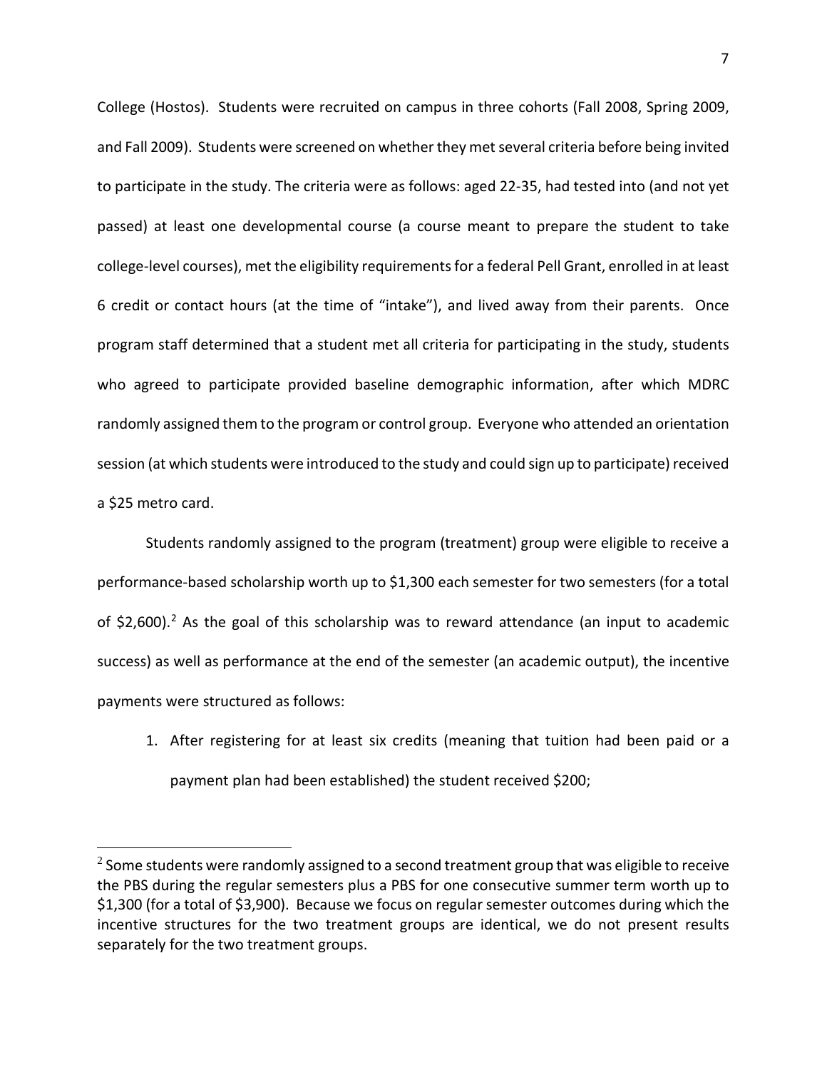College (Hostos). Students were recruited on campus in three cohorts (Fall 2008, Spring 2009, and Fall 2009). Students were screened on whether they met several criteria before being invited to participate in the study. The criteria were as follows: aged 22-35, had tested into (and not yet passed) at least one developmental course (a course meant to prepare the student to take college-level courses), met the eligibility requirements for a federal Pell Grant, enrolled in at least 6 credit or contact hours (at the time of "intake"), and lived away from their parents. Once program staff determined that a student met all criteria for participating in the study, students who agreed to participate provided baseline demographic information, after which MDRC randomly assigned them to the program or control group. Everyone who attended an orientation session (at which students were introduced to the study and could sign up to participate) received a $25 metro card.

Students randomly assigned to the program (treatment) group were eligible to receive a performance-based scholarship worth up to $1,300 each semester for two semesters (for a total of $2,600).[2] As the goal of this scholarship was to reward attendance (an input to academic success) as well as performance at the end of the semester (an academic output), the incentive payments were structured as follows:

1. After registering for at least six credits (meaning that tuition had been paid or a payment plan had been established) the student received $200;

[2] Some students were randomly assigned to a second treatment group that was eligible to receive the PBS during the regular semesters plus a PBS for one consecutive summer term worth up to $1,300 (for a total of $3,900). Because we focus on regular semester outcomes during which the incentive structures for the two treatment groups are identical, we do not present results separately for the two treatment groups.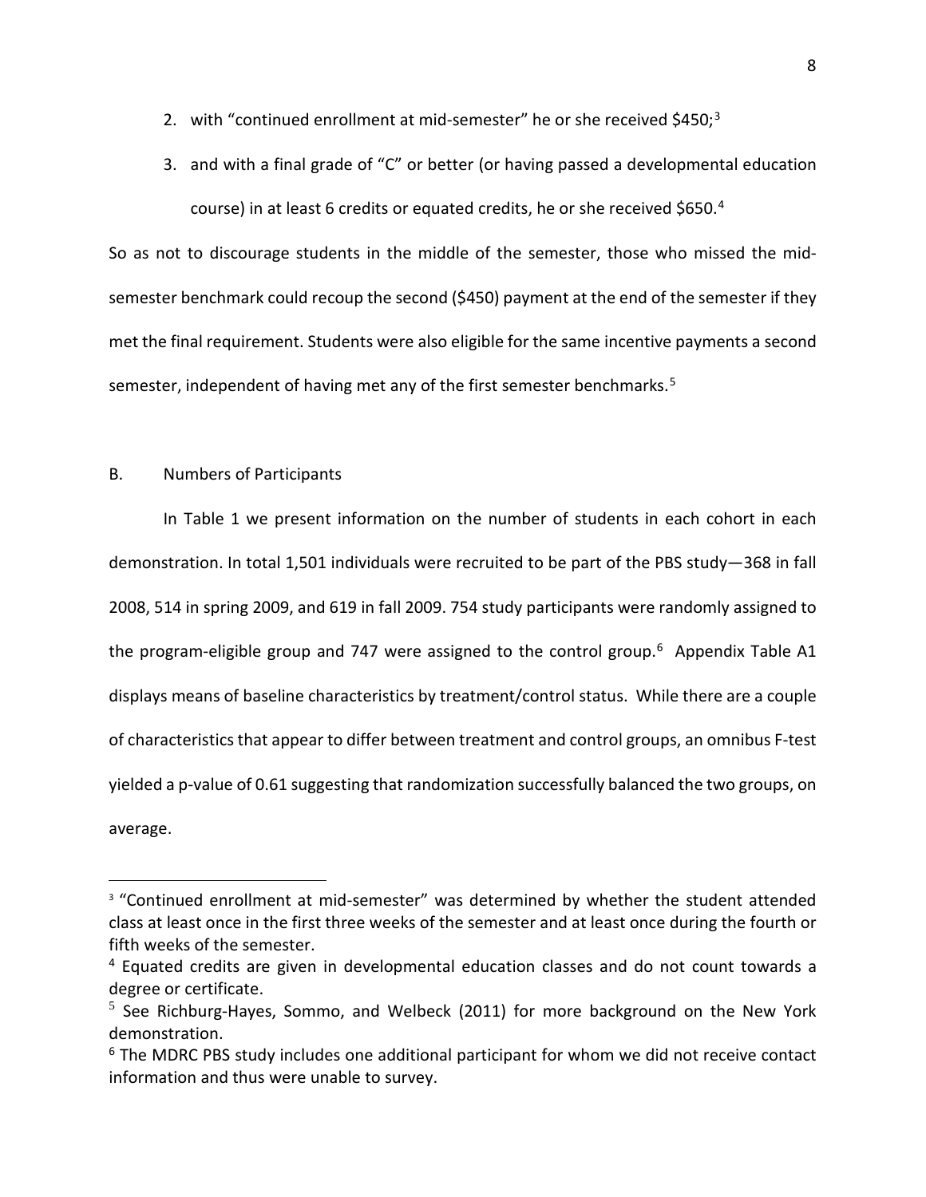2. with "continued enrollment at mid-semester" he or she received $450;[3]
3. and with a final grade of "C" or better (or having passed a developmental education course) in at least 6 credits or equated credits, he or she received $650.[4]

So as not to discourage students in the middle of the semester, those who missed the mid-semester benchmark could recoup the second ($450) payment at the end of the semester if they met the final requirement. Students were also eligible for the same incentive payments a second semester, independent of having met any of the first semester benchmarks.[5]

B. Numbers of Participants

In Table 1 we present information on the number of students in each cohort in each demonstration. In total 1,501 individuals were recruited to be part of the PBS study—368 in fall 2008, 514 in spring 2009, and 619 in fall 2009. 754 study participants were randomly assigned to the program-eligible group and 747 were assigned to the control group.[6] Appendix Table A1 displays means of baseline characteristics by treatment/control status. While there are a couple of characteristics that appear to differ between treatment and control groups, an omnibus F-test yielded a p-value of 0.61 suggesting that randomization successfully balanced the two groups, on average.

[3] "Continued enrollment at mid-semester" was determined by whether the student attended class at least once in the first three weeks of the semester and at least once during the fourth or fifth weeks of the semester.

[4] Equated credits are given in developmental education classes and do not count towards a degree or certificate.

[5] See Richburg-Hayes, Sommo, and Welbeck (2011) for more background on the New York demonstration.

[6] The MDRC PBS study includes one additional participant for whom we did not receive contact information and thus were unable to survey.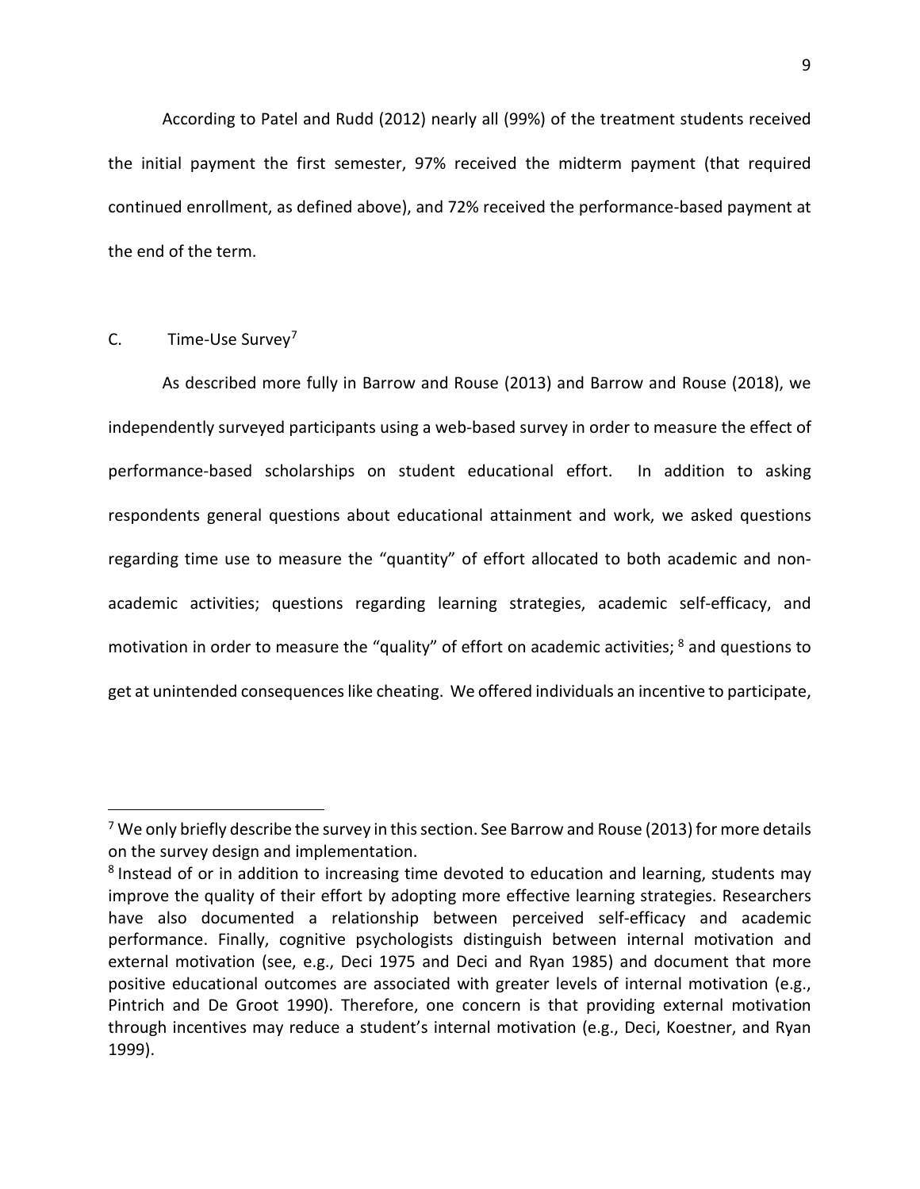According to Patel and Rudd (2012) nearly all (99%) of the treatment students received the initial payment the first semester, 97% received the midterm payment (that required continued enrollment, as defined above), and 72% received the performance-based payment at the end of the term.

## C. Time-Use Survey[7]

As described more fully in Barrow and Rouse (2013) and Barrow and Rouse (2018), we independently surveyed participants using a web-based survey in order to measure the effect of performance-based scholarships on student educational effort. In addition to asking respondents general questions about educational attainment and work, we asked questions regarding time use to measure the "quantity" of effort allocated to both academic and non-academic activities; questions regarding learning strategies, academic self-efficacy, and motivation in order to measure the "quality" of effort on academic activities; [8] and questions to get at unintended consequences like cheating. We offered individuals an incentive to participate,

---

[7] We only briefly describe the survey in this section. See Barrow and Rouse (2013) for more details on the survey design and implementation.

[8] Instead of or in addition to increasing time devoted to education and learning, students may improve the quality of their effort by adopting more effective learning strategies. Researchers have also documented a relationship between perceived self-efficacy and academic performance. Finally, cognitive psychologists distinguish between internal motivation and external motivation (see, e.g., Deci 1975 and Deci and Ryan 1985) and document that more positive educational outcomes are associated with greater levels of internal motivation (e.g., Pintrich and De Groot 1990). Therefore, one concern is that providing external motivation through incentives may reduce a student's internal motivation (e.g., Deci, Koestner, and Ryan 1999).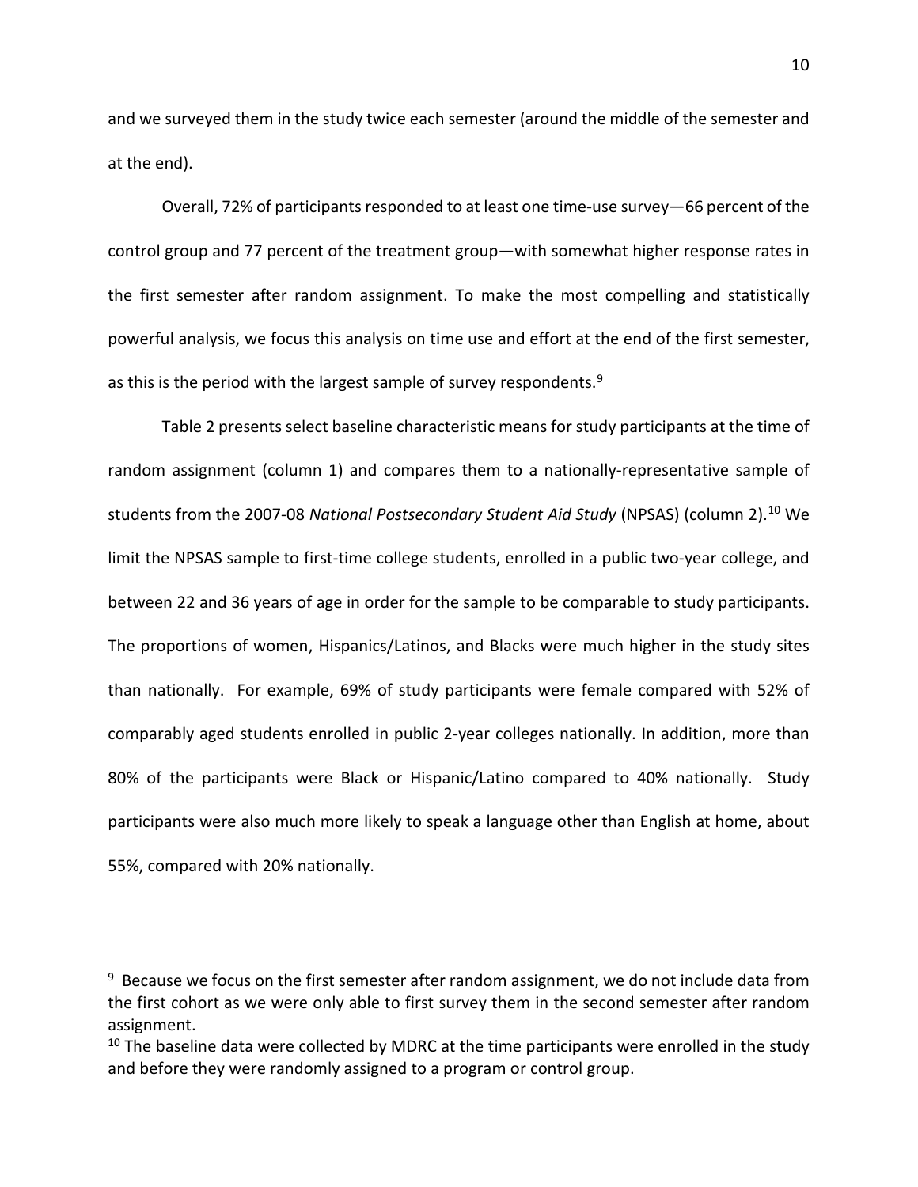and we surveyed them in the study twice each semester (around the middle of the semester and at the end).

Overall, 72% of participants responded to at least one time-use survey—66 percent of the control group and 77 percent of the treatment group—with somewhat higher response rates in the first semester after random assignment. To make the most compelling and statistically powerful analysis, we focus this analysis on time use and effort at the end of the first semester, as this is the period with the largest sample of survey respondents.[9]

Table 2 presents select baseline characteristic means for study participants at the time of random assignment (column 1) and compares them to a nationally-representative sample of students from the 2007-08 *National Postsecondary Student Aid Study* (NPSAS) (column 2).[10] We limit the NPSAS sample to first-time college students, enrolled in a public two-year college, and between 22 and 36 years of age in order for the sample to be comparable to study participants. The proportions of women, Hispanics/Latinos, and Blacks were much higher in the study sites than nationally. For example, 69% of study participants were female compared with 52% of comparably aged students enrolled in public 2-year colleges nationally. In addition, more than 80% of the participants were Black or Hispanic/Latino compared to 40% nationally. Study participants were also much more likely to speak a language other than English at home, about 55%, compared with 20% nationally.

[9] Because we focus on the first semester after random assignment, we do not include data from the first cohort as we were only able to first survey them in the second semester after random assignment.

[10] The baseline data were collected by MDRC at the time participants were enrolled in the study and before they were randomly assigned to a program or control group.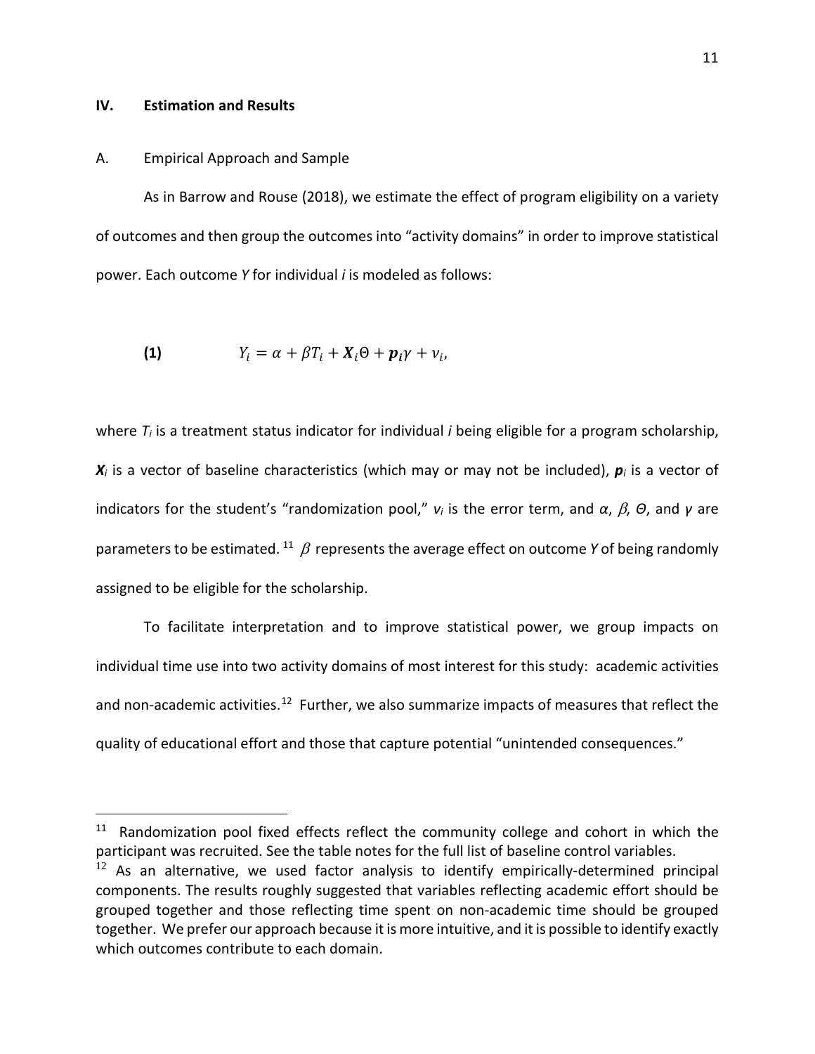## IV. Estimation and Results

### A. Empirical Approach and Sample

As in Barrow and Rouse (2018), we estimate the effect of program eligibility on a variety of outcomes and then group the outcomes into "activity domains" in order to improve statistical power. Each outcome *Y* for individual *i* is modeled as follows:

$$\textbf{(1)} \qquad Y_i = \alpha + \beta T_i + \boldsymbol{X}_i \Theta + \boldsymbol{p_i} \gamma + v_i,$$

where $T_i$ is a treatment status indicator for individual *i* being eligible for a program scholarship, $\boldsymbol{X}_i$ is a vector of baseline characteristics (which may or may not be included), $\boldsymbol{p}_i$ is a vector of indicators for the student's "randomization pool," $v_i$ is the error term, and $\alpha$, $\beta$, $\Theta$, and $\gamma$ are parameters to be estimated.[11] $\beta$ represents the average effect on outcome *Y* of being randomly assigned to be eligible for the scholarship.

To facilitate interpretation and to improve statistical power, we group impacts on individual time use into two activity domains of most interest for this study: academic activities and non-academic activities.[12] Further, we also summarize impacts of measures that reflect the quality of educational effort and those that capture potential "unintended consequences."

[11] Randomization pool fixed effects reflect the community college and cohort in which the participant was recruited. See the table notes for the full list of baseline control variables.

[12] As an alternative, we used factor analysis to identify empirically-determined principal components. The results roughly suggested that variables reflecting academic effort should be grouped together and those reflecting time spent on non-academic time should be grouped together. We prefer our approach because it is more intuitive, and it is possible to identify exactly which outcomes contribute to each domain.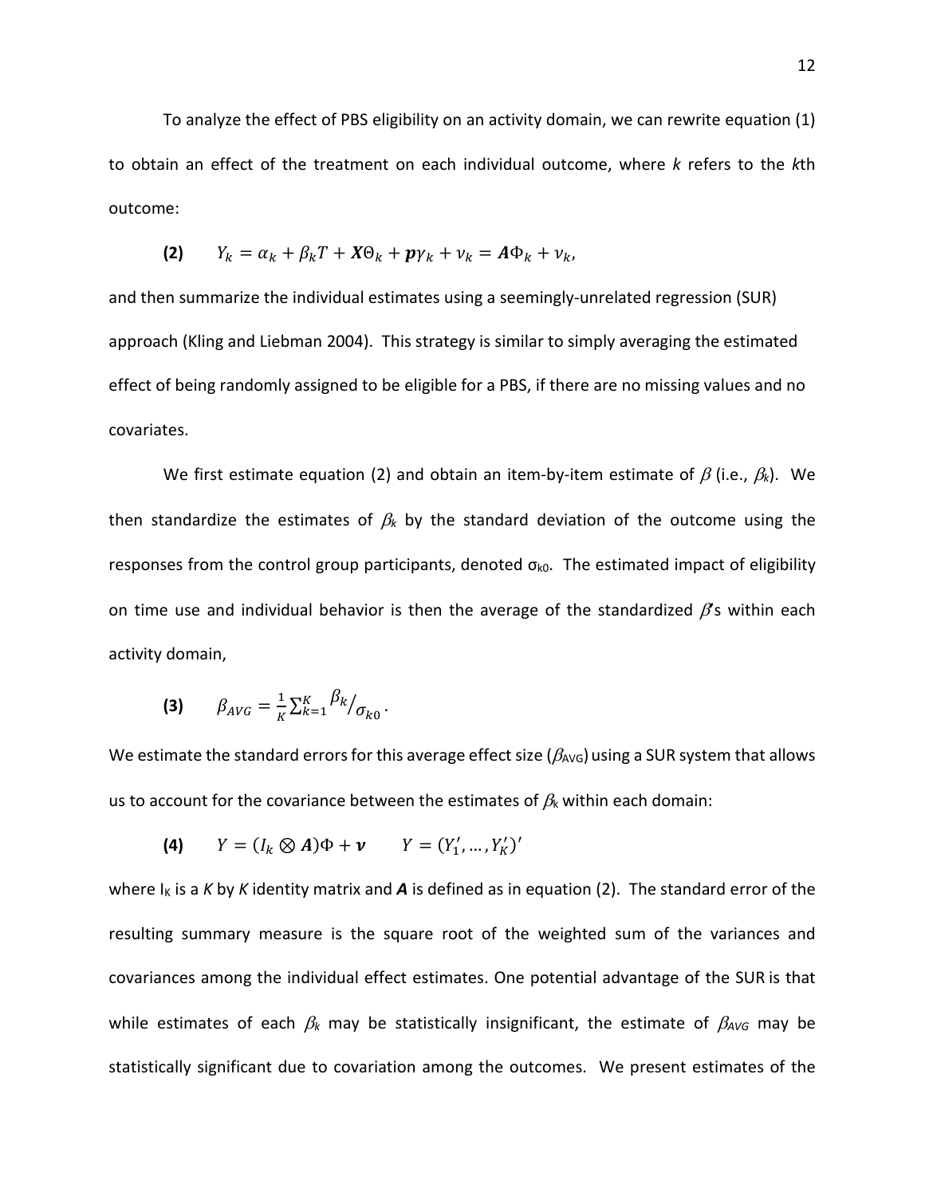To analyze the effect of PBS eligibility on an activity domain, we can rewrite equation (1) to obtain an effect of the treatment on each individual outcome, where *k* refers to the *k*th outcome:

$$\textbf{(2)} \qquad Y_k = \alpha_k + \beta_k T + \boldsymbol{X}\Theta_k + \boldsymbol{p}\gamma_k + \nu_k = \boldsymbol{A}\Phi_k + \nu_k,$$

and then summarize the individual estimates using a seemingly-unrelated regression (SUR) approach (Kling and Liebman 2004). This strategy is similar to simply averaging the estimated effect of being randomly assigned to be eligible for a PBS, if there are no missing values and no covariates.

We first estimate equation (2) and obtain an item-by-item estimate of $\beta$ (i.e., $\beta_k$). We then standardize the estimates of $\beta_k$ by the standard deviation of the outcome using the responses from the control group participants, denoted $\sigma_{k0}$. The estimated impact of eligibility on time use and individual behavior is then the average of the standardized $\beta$'s within each activity domain,

$$\textbf{(3)} \qquad \beta_{AVG} = \frac{1}{K}\sum_{k=1}^{K} \beta_k / \sigma_{k0}\,.$$

We estimate the standard errors for this average effect size ($\beta_{AVG}$) using a SUR system that allows us to account for the covariance between the estimates of $\beta_k$ within each domain:

$$\textbf{(4)} \qquad Y = (I_k \otimes \boldsymbol{A})\Phi + \boldsymbol{\nu} \qquad Y = (Y_1', \ldots, Y_K')'$$

where $I_K$ is a *K* by *K* identity matrix and $\boldsymbol{A}$ is defined as in equation (2). The standard error of the resulting summary measure is the square root of the weighted sum of the variances and covariances among the individual effect estimates. One potential advantage of the SUR is that while estimates of each $\beta_k$ may be statistically insignificant, the estimate of $\beta_{AVG}$ may be statistically significant due to covariation among the outcomes. We present estimates of the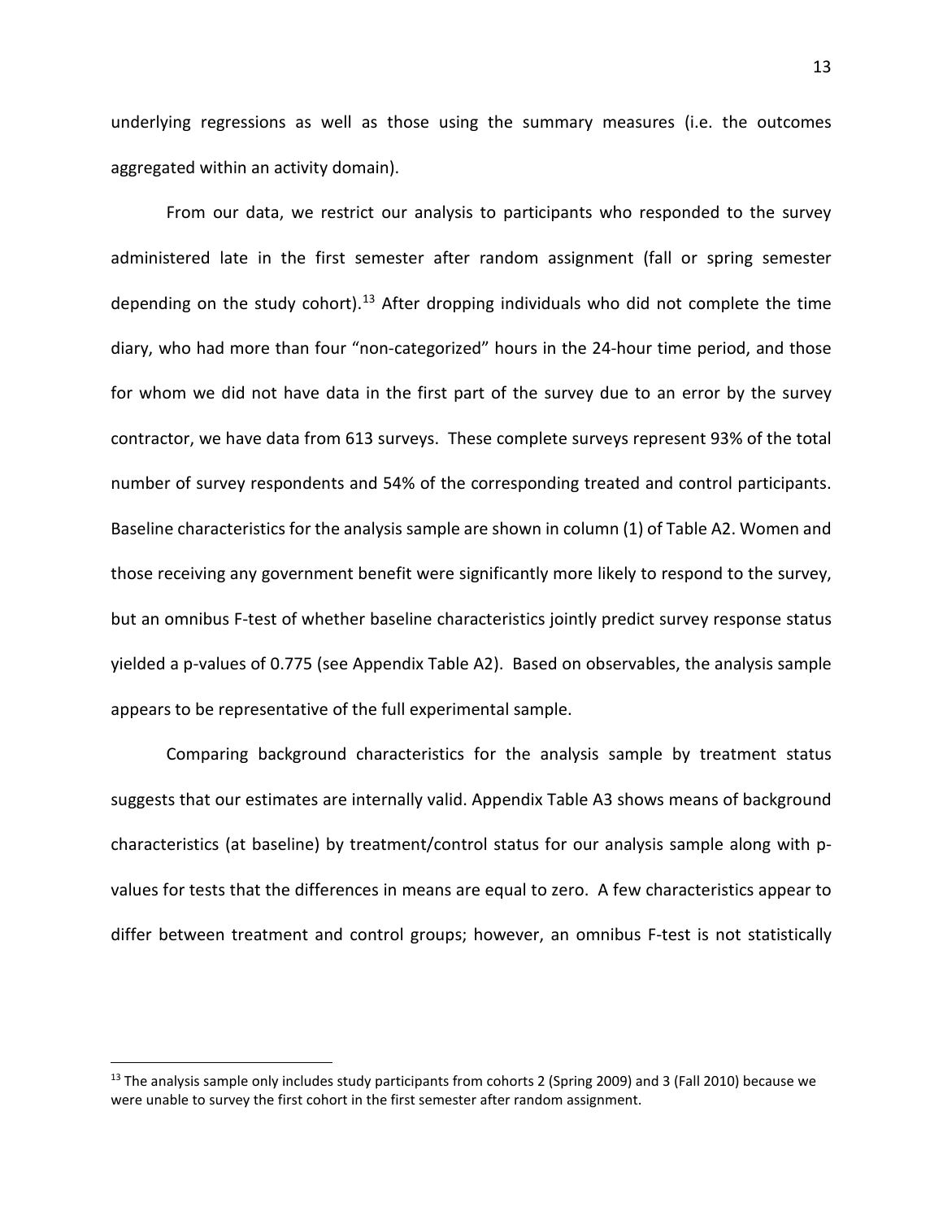underlying regressions as well as those using the summary measures (i.e. the outcomes aggregated within an activity domain).

From our data, we restrict our analysis to participants who responded to the survey administered late in the first semester after random assignment (fall or spring semester depending on the study cohort).[13] After dropping individuals who did not complete the time diary, who had more than four "non-categorized" hours in the 24-hour time period, and those for whom we did not have data in the first part of the survey due to an error by the survey contractor, we have data from 613 surveys. These complete surveys represent 93% of the total number of survey respondents and 54% of the corresponding treated and control participants. Baseline characteristics for the analysis sample are shown in column (1) of Table A2. Women and those receiving any government benefit were significantly more likely to respond to the survey, but an omnibus F-test of whether baseline characteristics jointly predict survey response status yielded a p-values of 0.775 (see Appendix Table A2). Based on observables, the analysis sample appears to be representative of the full experimental sample.

Comparing background characteristics for the analysis sample by treatment status suggests that our estimates are internally valid. Appendix Table A3 shows means of background characteristics (at baseline) by treatment/control status for our analysis sample along with p-values for tests that the differences in means are equal to zero. A few characteristics appear to differ between treatment and control groups; however, an omnibus F-test is not statistically

[13] The analysis sample only includes study participants from cohorts 2 (Spring 2009) and 3 (Fall 2010) because we were unable to survey the first cohort in the first semester after random assignment.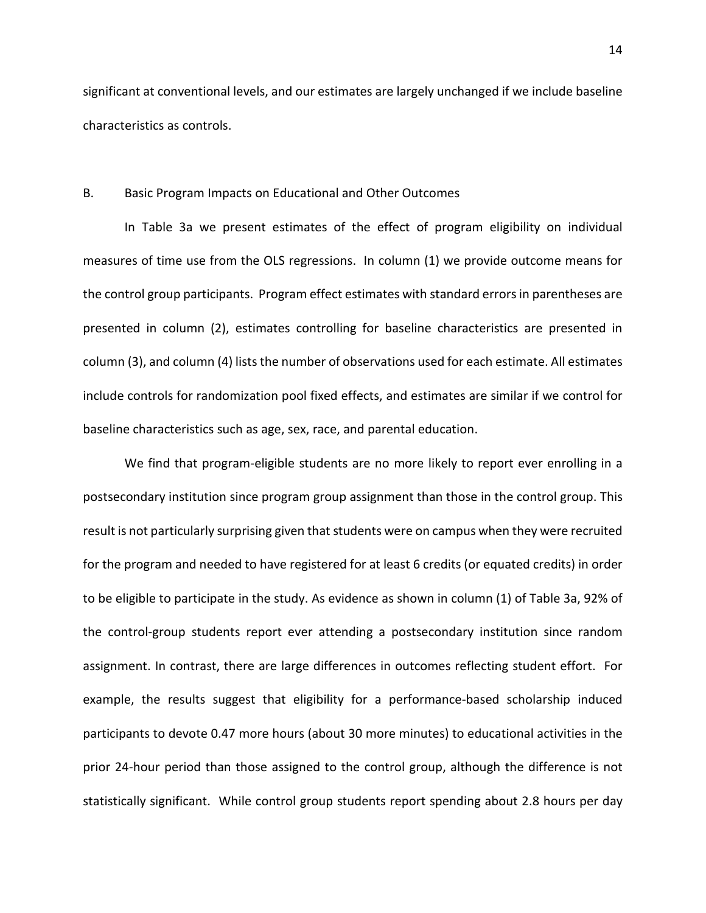significant at conventional levels, and our estimates are largely unchanged if we include baseline characteristics as controls.

### B. Basic Program Impacts on Educational and Other Outcomes

In Table 3a we present estimates of the effect of program eligibility on individual measures of time use from the OLS regressions. In column (1) we provide outcome means for the control group participants. Program effect estimates with standard errors in parentheses are presented in column (2), estimates controlling for baseline characteristics are presented in column (3), and column (4) lists the number of observations used for each estimate. All estimates include controls for randomization pool fixed effects, and estimates are similar if we control for baseline characteristics such as age, sex, race, and parental education.

We find that program-eligible students are no more likely to report ever enrolling in a postsecondary institution since program group assignment than those in the control group. This result is not particularly surprising given that students were on campus when they were recruited for the program and needed to have registered for at least 6 credits (or equated credits) in order to be eligible to participate in the study. As evidence as shown in column (1) of Table 3a, 92% of the control-group students report ever attending a postsecondary institution since random assignment. In contrast, there are large differences in outcomes reflecting student effort. For example, the results suggest that eligibility for a performance-based scholarship induced participants to devote 0.47 more hours (about 30 more minutes) to educational activities in the prior 24-hour period than those assigned to the control group, although the difference is not statistically significant. While control group students report spending about 2.8 hours per day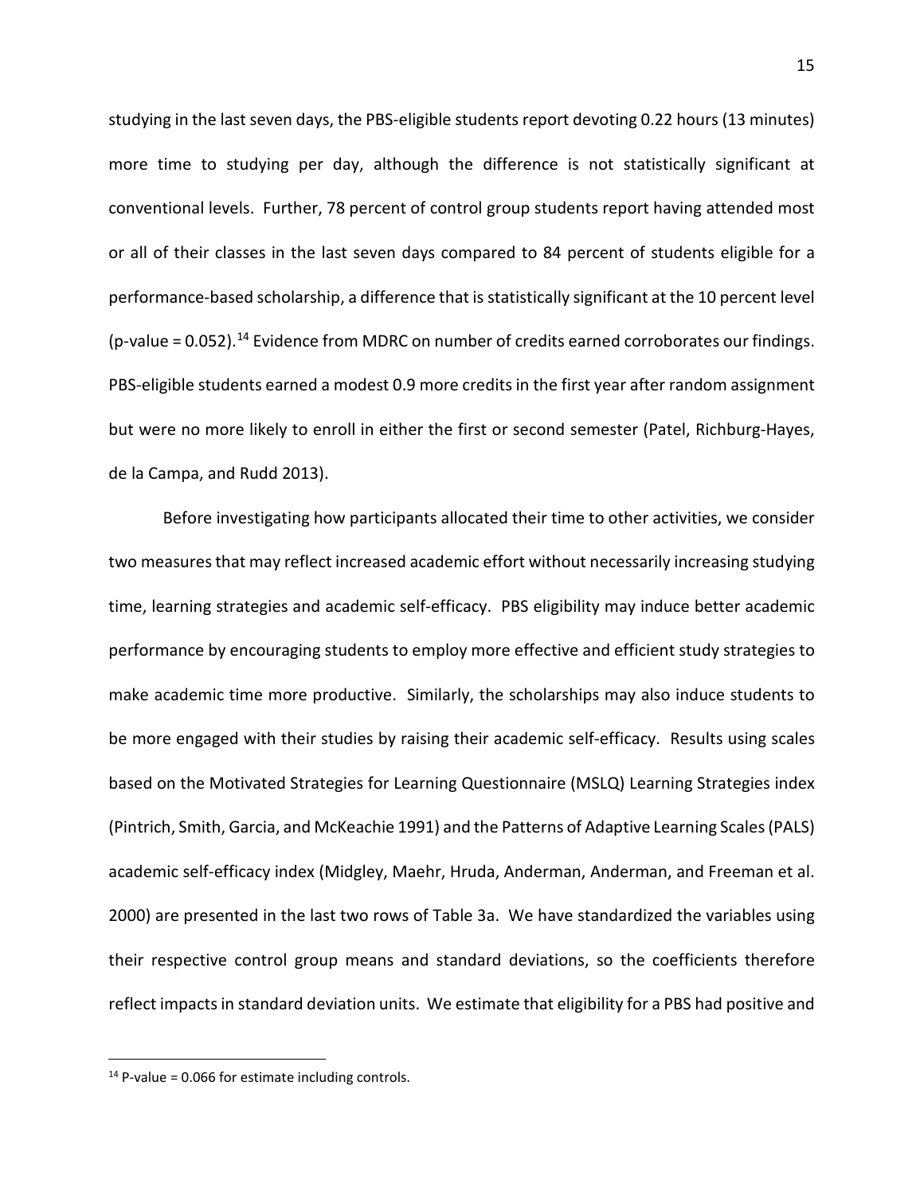studying in the last seven days, the PBS-eligible students report devoting 0.22 hours (13 minutes) more time to studying per day, although the difference is not statistically significant at conventional levels. Further, 78 percent of control group students report having attended most or all of their classes in the last seven days compared to 84 percent of students eligible for a performance-based scholarship, a difference that is statistically significant at the 10 percent level (p-value = 0.052).[14] Evidence from MDRC on number of credits earned corroborates our findings. PBS-eligible students earned a modest 0.9 more credits in the first year after random assignment but were no more likely to enroll in either the first or second semester (Patel, Richburg-Hayes, de la Campa, and Rudd 2013).

Before investigating how participants allocated their time to other activities, we consider two measures that may reflect increased academic effort without necessarily increasing studying time, learning strategies and academic self-efficacy. PBS eligibility may induce better academic performance by encouraging students to employ more effective and efficient study strategies to make academic time more productive. Similarly, the scholarships may also induce students to be more engaged with their studies by raising their academic self-efficacy. Results using scales based on the Motivated Strategies for Learning Questionnaire (MSLQ) Learning Strategies index (Pintrich, Smith, Garcia, and McKeachie 1991) and the Patterns of Adaptive Learning Scales (PALS) academic self-efficacy index (Midgley, Maehr, Hruda, Anderman, Anderman, and Freeman et al. 2000) are presented in the last two rows of Table 3a. We have standardized the variables using their respective control group means and standard deviations, so the coefficients therefore reflect impacts in standard deviation units. We estimate that eligibility for a PBS had positive and

[14] P-value = 0.066 for estimate including controls.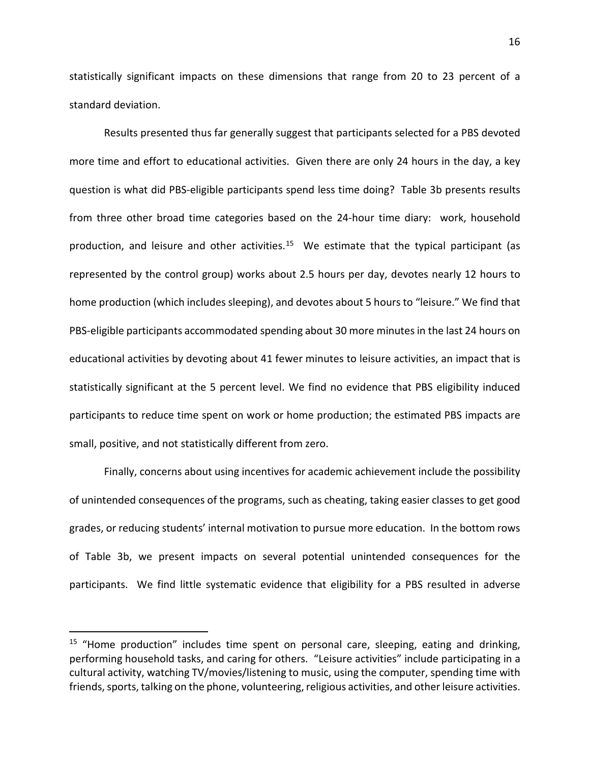statistically significant impacts on these dimensions that range from 20 to 23 percent of a standard deviation.

Results presented thus far generally suggest that participants selected for a PBS devoted more time and effort to educational activities. Given there are only 24 hours in the day, a key question is what did PBS-eligible participants spend less time doing? Table 3b presents results from three other broad time categories based on the 24-hour time diary: work, household production, and leisure and other activities.[15] We estimate that the typical participant (as represented by the control group) works about 2.5 hours per day, devotes nearly 12 hours to home production (which includes sleeping), and devotes about 5 hours to "leisure." We find that PBS-eligible participants accommodated spending about 30 more minutes in the last 24 hours on educational activities by devoting about 41 fewer minutes to leisure activities, an impact that is statistically significant at the 5 percent level. We find no evidence that PBS eligibility induced participants to reduce time spent on work or home production; the estimated PBS impacts are small, positive, and not statistically different from zero.

Finally, concerns about using incentives for academic achievement include the possibility of unintended consequences of the programs, such as cheating, taking easier classes to get good grades, or reducing students' internal motivation to pursue more education. In the bottom rows of Table 3b, we present impacts on several potential unintended consequences for the participants. We find little systematic evidence that eligibility for a PBS resulted in adverse

[15] "Home production" includes time spent on personal care, sleeping, eating and drinking, performing household tasks, and caring for others. "Leisure activities" include participating in a cultural activity, watching TV/movies/listening to music, using the computer, spending time with friends, sports, talking on the phone, volunteering, religious activities, and other leisure activities.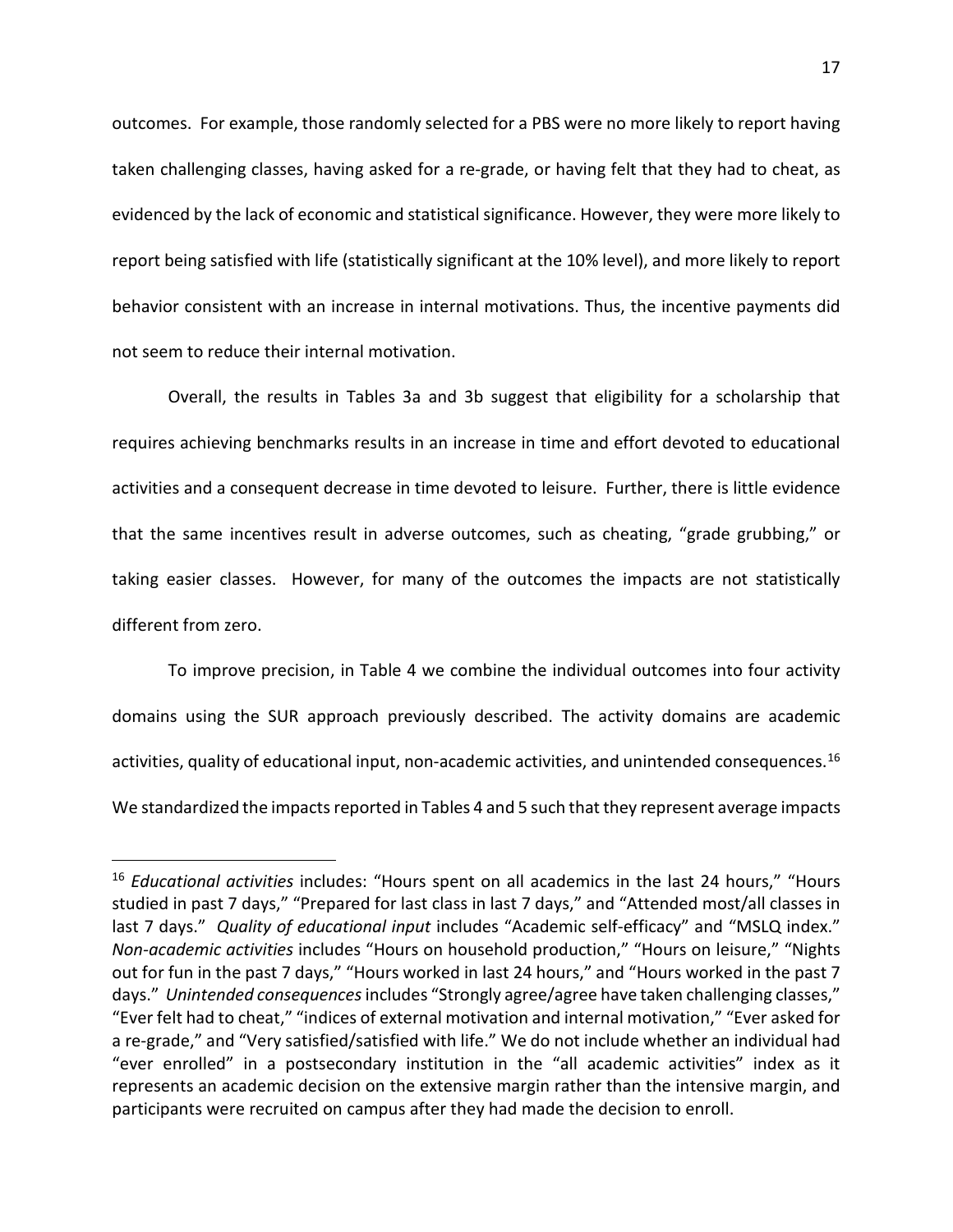outcomes. For example, those randomly selected for a PBS were no more likely to report having taken challenging classes, having asked for a re-grade, or having felt that they had to cheat, as evidenced by the lack of economic and statistical significance. However, they were more likely to report being satisfied with life (statistically significant at the 10% level), and more likely to report behavior consistent with an increase in internal motivations. Thus, the incentive payments did not seem to reduce their internal motivation.

Overall, the results in Tables 3a and 3b suggest that eligibility for a scholarship that requires achieving benchmarks results in an increase in time and effort devoted to educational activities and a consequent decrease in time devoted to leisure. Further, there is little evidence that the same incentives result in adverse outcomes, such as cheating, "grade grubbing," or taking easier classes. However, for many of the outcomes the impacts are not statistically different from zero.

To improve precision, in Table 4 we combine the individual outcomes into four activity domains using the SUR approach previously described. The activity domains are academic activities, quality of educational input, non-academic activities, and unintended consequences.[16] We standardized the impacts reported in Tables 4 and 5 such that they represent average impacts

---

[16] *Educational activities* includes: "Hours spent on all academics in the last 24 hours," "Hours studied in past 7 days," "Prepared for last class in last 7 days," and "Attended most/all classes in last 7 days." *Quality of educational input* includes "Academic self-efficacy" and "MSLQ index." *Non-academic activities* includes "Hours on household production," "Hours on leisure," "Nights out for fun in the past 7 days," "Hours worked in last 24 hours," and "Hours worked in the past 7 days." *Unintended consequences* includes "Strongly agree/agree have taken challenging classes," "Ever felt had to cheat," "indices of external motivation and internal motivation," "Ever asked for a re-grade," and "Very satisfied/satisfied with life." We do not include whether an individual had "ever enrolled" in a postsecondary institution in the "all academic activities" index as it represents an academic decision on the extensive margin rather than the intensive margin, and participants were recruited on campus after they had made the decision to enroll.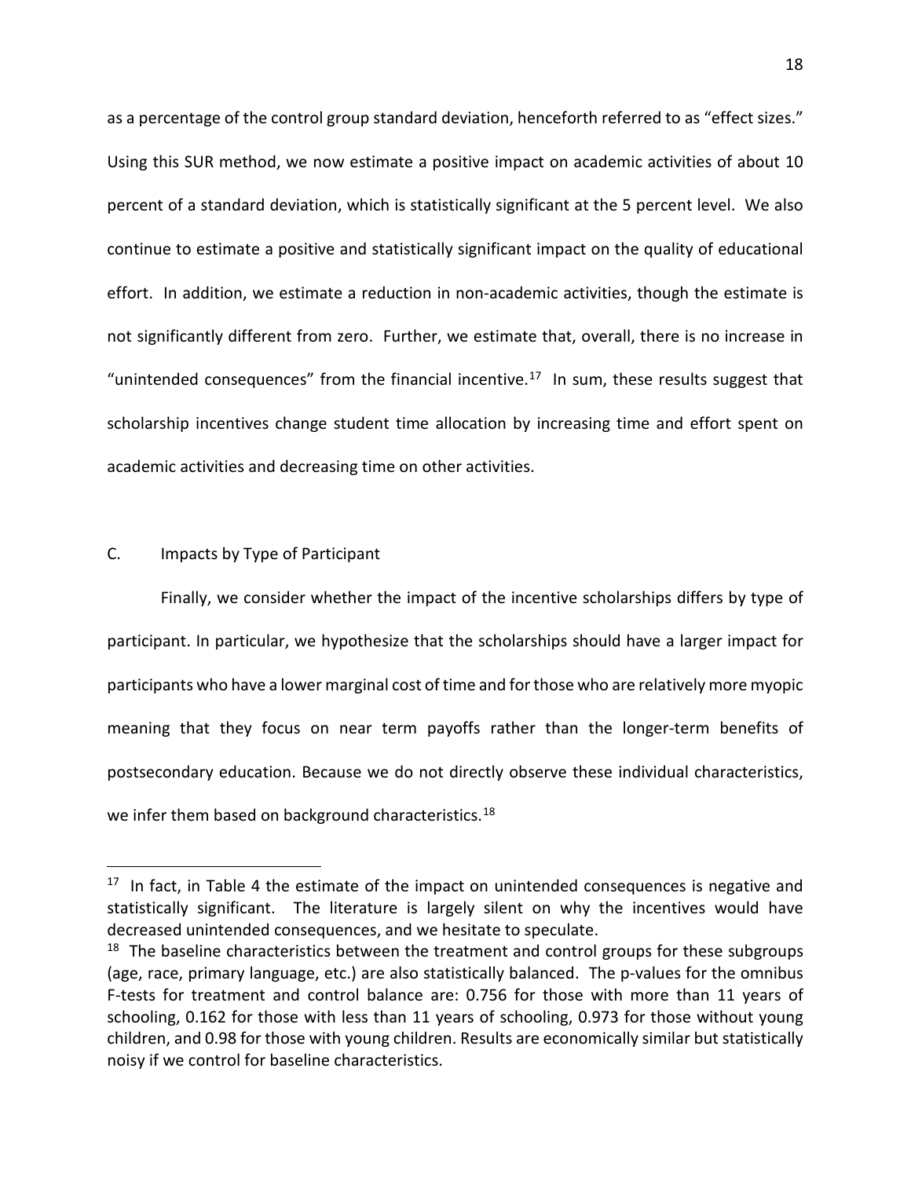as a percentage of the control group standard deviation, henceforth referred to as "effect sizes." Using this SUR method, we now estimate a positive impact on academic activities of about 10 percent of a standard deviation, which is statistically significant at the 5 percent level. We also continue to estimate a positive and statistically significant impact on the quality of educational effort. In addition, we estimate a reduction in non-academic activities, though the estimate is not significantly different from zero. Further, we estimate that, overall, there is no increase in "unintended consequences" from the financial incentive.[17] In sum, these results suggest that scholarship incentives change student time allocation by increasing time and effort spent on academic activities and decreasing time on other activities.

## C. Impacts by Type of Participant

Finally, we consider whether the impact of the incentive scholarships differs by type of participant. In particular, we hypothesize that the scholarships should have a larger impact for participants who have a lower marginal cost of time and for those who are relatively more myopic meaning that they focus on near term payoffs rather than the longer-term benefits of postsecondary education. Because we do not directly observe these individual characteristics, we infer them based on background characteristics.[18]

---

[17] In fact, in Table 4 the estimate of the impact on unintended consequences is negative and statistically significant. The literature is largely silent on why the incentives would have decreased unintended consequences, and we hesitate to speculate.

[18] The baseline characteristics between the treatment and control groups for these subgroups (age, race, primary language, etc.) are also statistically balanced. The p-values for the omnibus F-tests for treatment and control balance are: 0.756 for those with more than 11 years of schooling, 0.162 for those with less than 11 years of schooling, 0.973 for those without young children, and 0.98 for those with young children. Results are economically similar but statistically noisy if we control for baseline characteristics.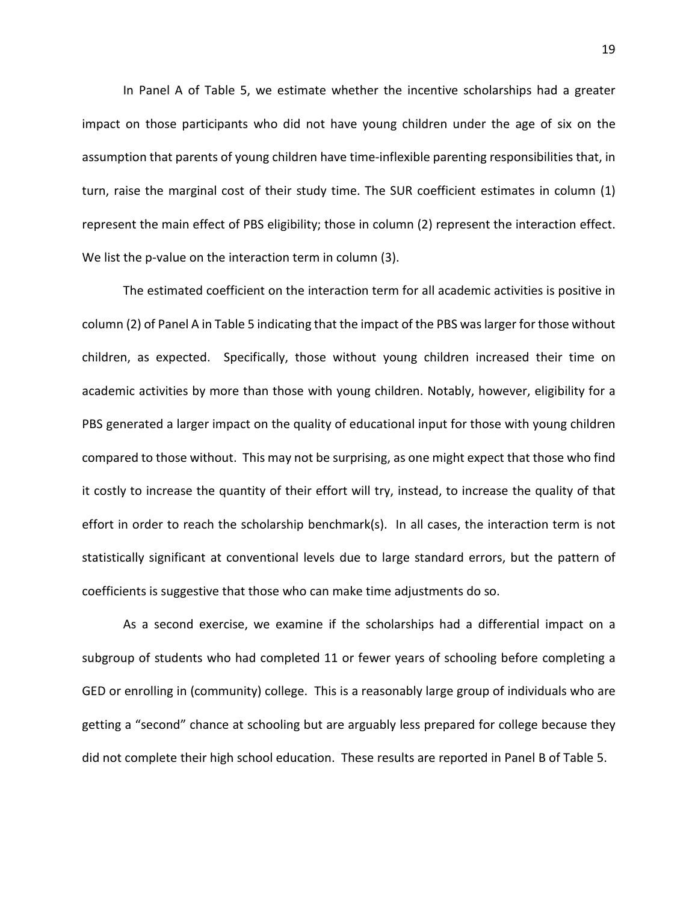In Panel A of Table 5, we estimate whether the incentive scholarships had a greater impact on those participants who did not have young children under the age of six on the assumption that parents of young children have time-inflexible parenting responsibilities that, in turn, raise the marginal cost of their study time. The SUR coefficient estimates in column (1) represent the main effect of PBS eligibility; those in column (2) represent the interaction effect. We list the p-value on the interaction term in column (3).

The estimated coefficient on the interaction term for all academic activities is positive in column (2) of Panel A in Table 5 indicating that the impact of the PBS was larger for those without children, as expected. Specifically, those without young children increased their time on academic activities by more than those with young children. Notably, however, eligibility for a PBS generated a larger impact on the quality of educational input for those with young children compared to those without. This may not be surprising, as one might expect that those who find it costly to increase the quantity of their effort will try, instead, to increase the quality of that effort in order to reach the scholarship benchmark(s). In all cases, the interaction term is not statistically significant at conventional levels due to large standard errors, but the pattern of coefficients is suggestive that those who can make time adjustments do so.

As a second exercise, we examine if the scholarships had a differential impact on a subgroup of students who had completed 11 or fewer years of schooling before completing a GED or enrolling in (community) college. This is a reasonably large group of individuals who are getting a "second" chance at schooling but are arguably less prepared for college because they did not complete their high school education. These results are reported in Panel B of Table 5.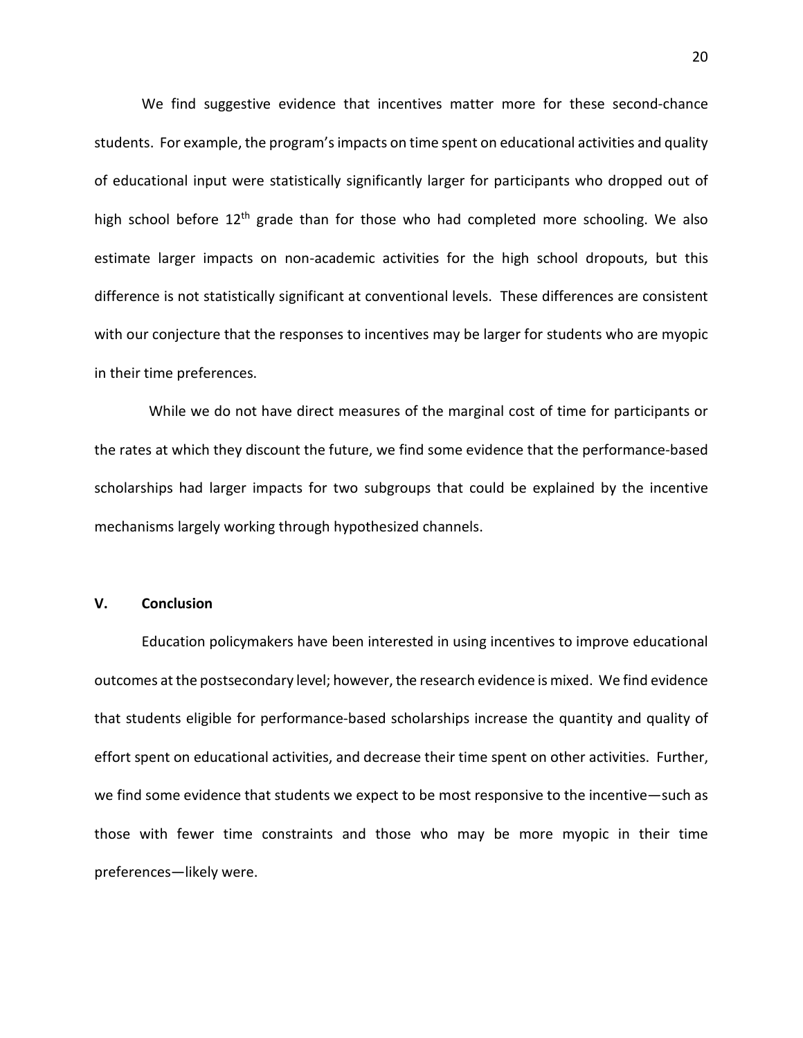We find suggestive evidence that incentives matter more for these second-chance students. For example, the program's impacts on time spent on educational activities and quality of educational input were statistically significantly larger for participants who dropped out of high school before 12th grade than for those who had completed more schooling. We also estimate larger impacts on non-academic activities for the high school dropouts, but this difference is not statistically significant at conventional levels. These differences are consistent with our conjecture that the responses to incentives may be larger for students who are myopic in their time preferences.

While we do not have direct measures of the marginal cost of time for participants or the rates at which they discount the future, we find some evidence that the performance-based scholarships had larger impacts for two subgroups that could be explained by the incentive mechanisms largely working through hypothesized channels.

## V. Conclusion

Education policymakers have been interested in using incentives to improve educational outcomes at the postsecondary level; however, the research evidence is mixed. We find evidence that students eligible for performance-based scholarships increase the quantity and quality of effort spent on educational activities, and decrease their time spent on other activities. Further, we find some evidence that students we expect to be most responsive to the incentive—such as those with fewer time constraints and those who may be more myopic in their time preferences—likely were.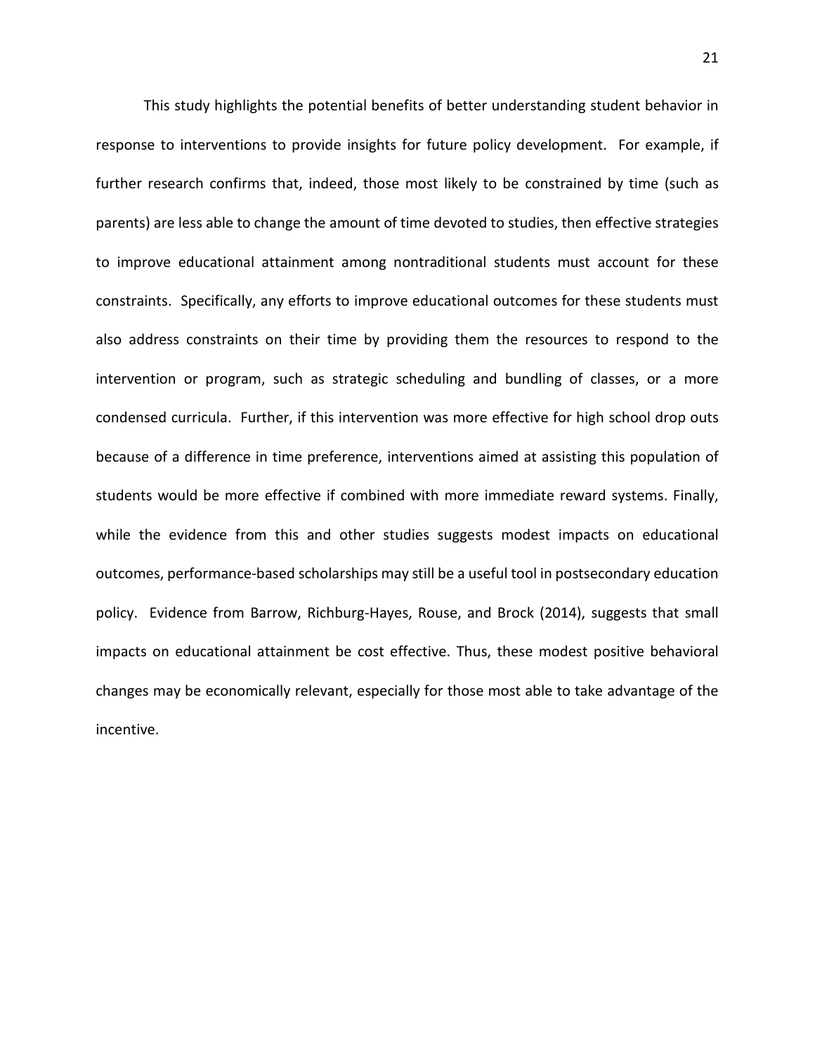This study highlights the potential benefits of better understanding student behavior in response to interventions to provide insights for future policy development. For example, if further research confirms that, indeed, those most likely to be constrained by time (such as parents) are less able to change the amount of time devoted to studies, then effective strategies to improve educational attainment among nontraditional students must account for these constraints. Specifically, any efforts to improve educational outcomes for these students must also address constraints on their time by providing them the resources to respond to the intervention or program, such as strategic scheduling and bundling of classes, or a more condensed curricula. Further, if this intervention was more effective for high school drop outs because of a difference in time preference, interventions aimed at assisting this population of students would be more effective if combined with more immediate reward systems. Finally, while the evidence from this and other studies suggests modest impacts on educational outcomes, performance-based scholarships may still be a useful tool in postsecondary education policy. Evidence from Barrow, Richburg-Hayes, Rouse, and Brock (2014), suggests that small impacts on educational attainment be cost effective. Thus, these modest positive behavioral changes may be economically relevant, especially for those most able to take advantage of the incentive.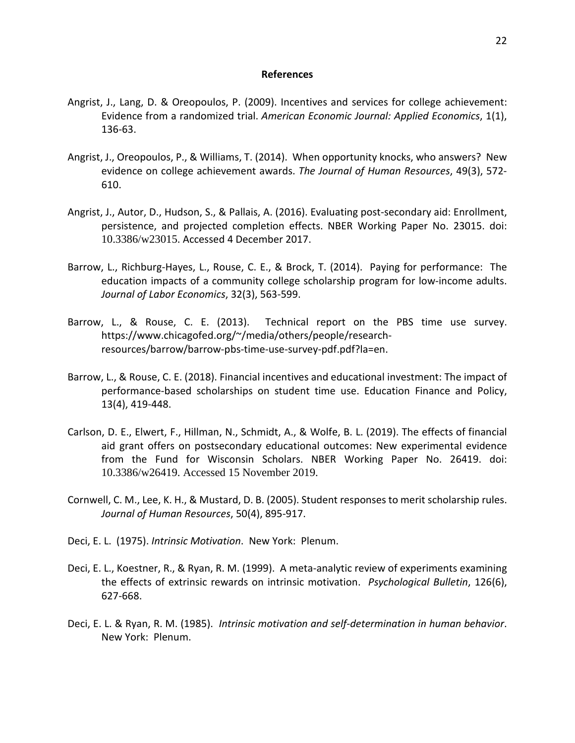## References

Angrist, J., Lang, D. & Oreopoulos, P. (2009). Incentives and services for college achievement: Evidence from a randomized trial. *American Economic Journal: Applied Economics*, 1(1), 136-63.

Angrist, J., Oreopoulos, P., & Williams, T. (2014). When opportunity knocks, who answers? New evidence on college achievement awards. *The Journal of Human Resources*, 49(3), 572-610.

Angrist, J., Autor, D., Hudson, S., & Pallais, A. (2016). Evaluating post-secondary aid: Enrollment, persistence, and projected completion effects. NBER Working Paper No. 23015. doi: 10.3386/w23015. Accessed 4 December 2017.

Barrow, L., Richburg-Hayes, L., Rouse, C. E., & Brock, T. (2014). Paying for performance: The education impacts of a community college scholarship program for low-income adults. *Journal of Labor Economics*, 32(3), 563-599.

Barrow, L., & Rouse, C. E. (2013). Technical report on the PBS time use survey. https://www.chicagofed.org/~/media/others/people/research-resources/barrow/barrow-pbs-time-use-survey-pdf.pdf?la=en.

Barrow, L., & Rouse, C. E. (2018). Financial incentives and educational investment: The impact of performance-based scholarships on student time use. Education Finance and Policy, 13(4), 419-448.

Carlson, D. E., Elwert, F., Hillman, N., Schmidt, A., & Wolfe, B. L. (2019). The effects of financial aid grant offers on postsecondary educational outcomes: New experimental evidence from the Fund for Wisconsin Scholars. NBER Working Paper No. 26419. doi: 10.3386/w26419. Accessed 15 November 2019.

Cornwell, C. M., Lee, K. H., & Mustard, D. B. (2005). Student responses to merit scholarship rules. *Journal of Human Resources*, 50(4), 895-917.

Deci, E. L. (1975). *Intrinsic Motivation*. New York: Plenum.

Deci, E. L., Koestner, R., & Ryan, R. M. (1999). A meta-analytic review of experiments examining the effects of extrinsic rewards on intrinsic motivation. *Psychological Bulletin*, 126(6), 627-668.

Deci, E. L. & Ryan, R. M. (1985). *Intrinsic motivation and self-determination in human behavior*. New York: Plenum.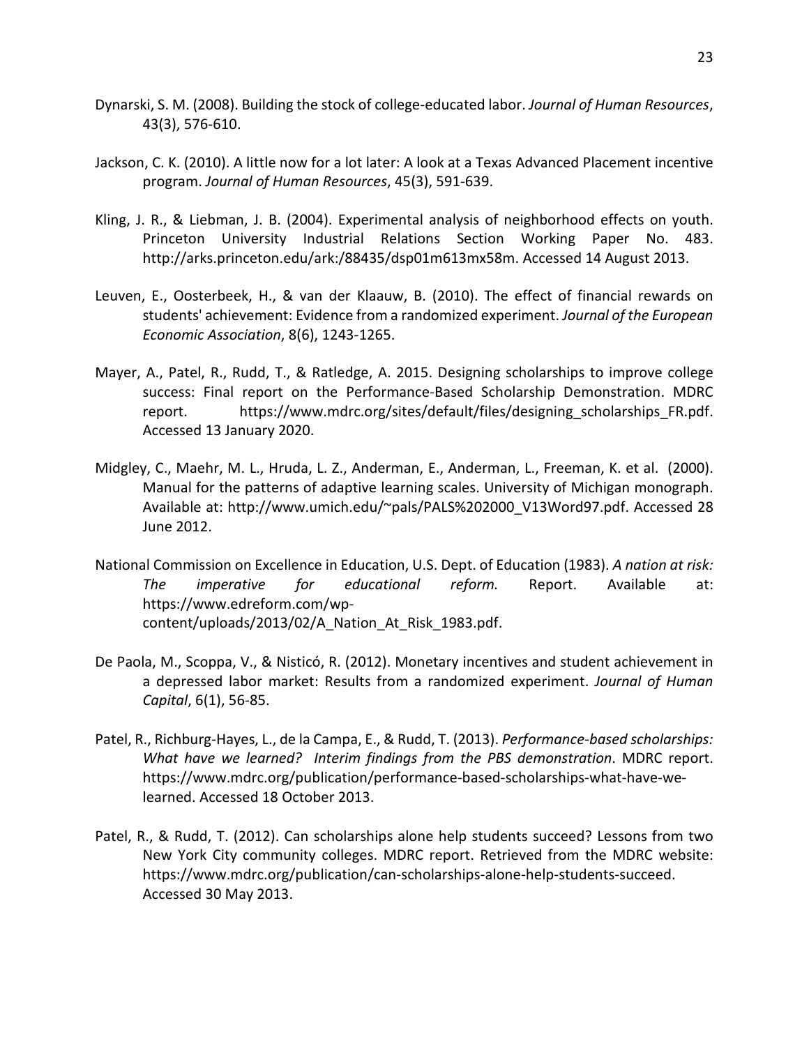Dynarski, S. M. (2008). Building the stock of college-educated labor. *Journal of Human Resources*, 43(3), 576-610.

Jackson, C. K. (2010). A little now for a lot later: A look at a Texas Advanced Placement incentive program. *Journal of Human Resources*, 45(3), 591-639.

Kling, J. R., & Liebman, J. B. (2004). Experimental analysis of neighborhood effects on youth. Princeton University Industrial Relations Section Working Paper No. 483. http://arks.princeton.edu/ark:/88435/dsp01m613mx58m. Accessed 14 August 2013.

Leuven, E., Oosterbeek, H., & van der Klaauw, B. (2010). The effect of financial rewards on students' achievement: Evidence from a randomized experiment. *Journal of the European Economic Association*, 8(6), 1243-1265.

Mayer, A., Patel, R., Rudd, T., & Ratledge, A. 2015. Designing scholarships to improve college success: Final report on the Performance-Based Scholarship Demonstration. MDRC report. https://www.mdrc.org/sites/default/files/designing_scholarships_FR.pdf. Accessed 13 January 2020.

Midgley, C., Maehr, M. L., Hruda, L. Z., Anderman, E., Anderman, L., Freeman, K. et al. (2000). Manual for the patterns of adaptive learning scales. University of Michigan monograph. Available at: http://www.umich.edu/~pals/PALS%202000_V13Word97.pdf. Accessed 28 June 2012.

National Commission on Excellence in Education, U.S. Dept. of Education (1983). *A nation at risk: The imperative for educational reform.* Report. Available at: https://www.edreform.com/wp-content/uploads/2013/02/A_Nation_At_Risk_1983.pdf.

De Paola, M., Scoppa, V., & Nisticó, R. (2012). Monetary incentives and student achievement in a depressed labor market: Results from a randomized experiment. *Journal of Human Capital*, 6(1), 56-85.

Patel, R., Richburg-Hayes, L., de la Campa, E., & Rudd, T. (2013). *Performance-based scholarships: What have we learned? Interim findings from the PBS demonstration*. MDRC report. https://www.mdrc.org/publication/performance-based-scholarships-what-have-we-learned. Accessed 18 October 2013.

Patel, R., & Rudd, T. (2012). Can scholarships alone help students succeed? Lessons from two New York City community colleges. MDRC report. Retrieved from the MDRC website: https://www.mdrc.org/publication/can-scholarships-alone-help-students-succeed. Accessed 30 May 2013.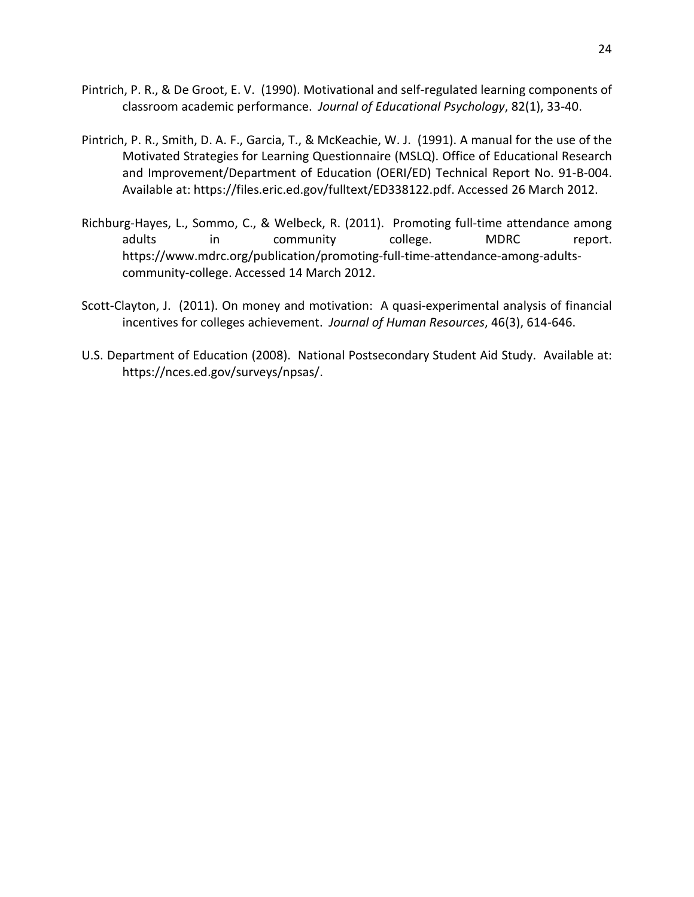Pintrich, P. R., & De Groot, E. V. (1990). Motivational and self-regulated learning components of classroom academic performance. *Journal of Educational Psychology*, 82(1), 33-40.

Pintrich, P. R., Smith, D. A. F., Garcia, T., & McKeachie, W. J. (1991). A manual for the use of the Motivated Strategies for Learning Questionnaire (MSLQ). Office of Educational Research and Improvement/Department of Education (OERI/ED) Technical Report No. 91-B-004. Available at: https://files.eric.ed.gov/fulltext/ED338122.pdf. Accessed 26 March 2012.

Richburg-Hayes, L., Sommo, C., & Welbeck, R. (2011). Promoting full-time attendance among adults in community college. MDRC report. https://www.mdrc.org/publication/promoting-full-time-attendance-among-adults-community-college. Accessed 14 March 2012.

Scott-Clayton, J. (2011). On money and motivation: A quasi-experimental analysis of financial incentives for colleges achievement. *Journal of Human Resources*, 46(3), 614-646.

U.S. Department of Education (2008). National Postsecondary Student Aid Study. Available at: https://nces.ed.gov/surveys/npsas/.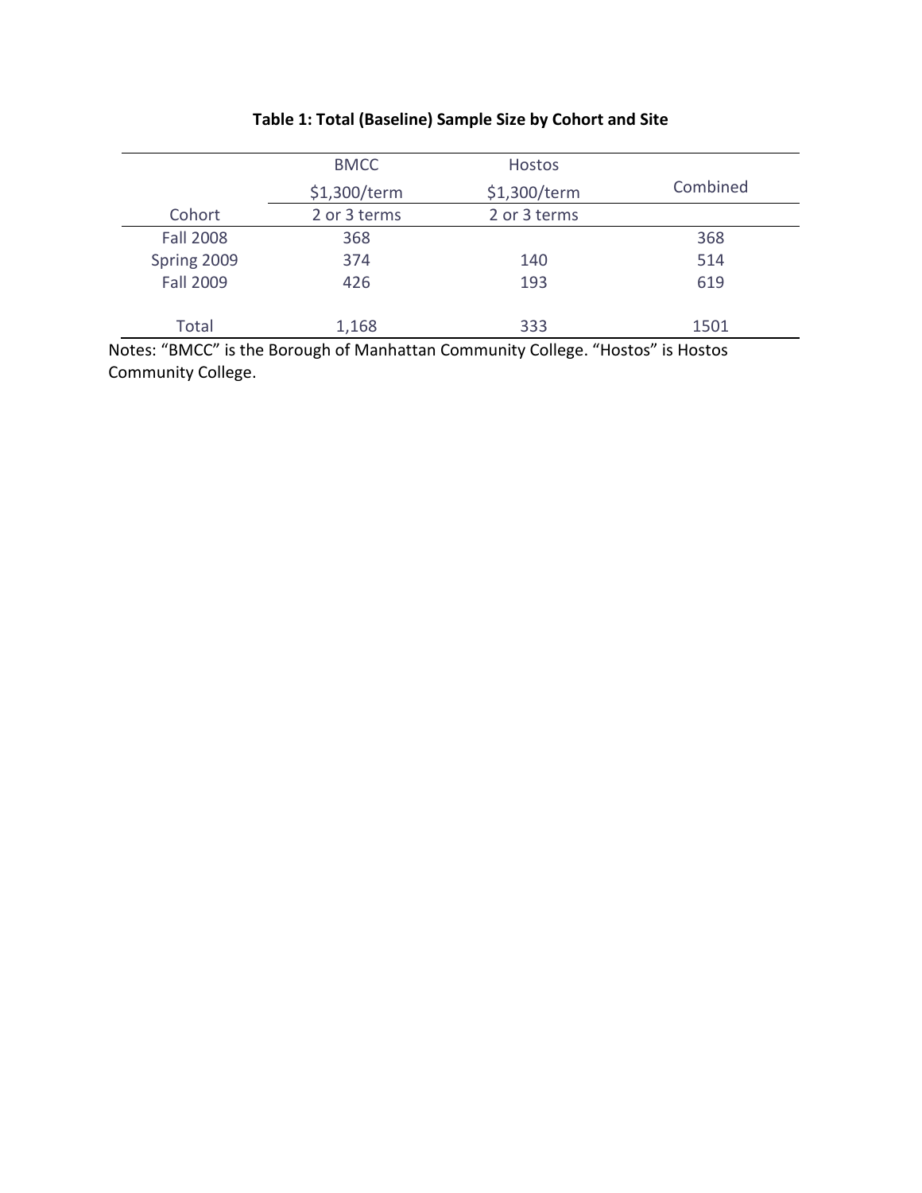**Table 1: Total (Baseline) Sample Size by Cohort and Site**

| | BMCC | Hostos | Combined |
|---|---|---|---|
| | $1,300/term | $1,300/term | |
| Cohort | 2 or 3 terms | 2 or 3 terms | |
| Fall 2008 | 368 | | 368 |
| Spring 2009 | 374 | 140 | 514 |
| Fall 2009 | 426 | 193 | 619 |
| Total | 1,168 | 333 | 1501 |

Notes: "BMCC" is the Borough of Manhattan Community College. "Hostos" is Hostos Community College.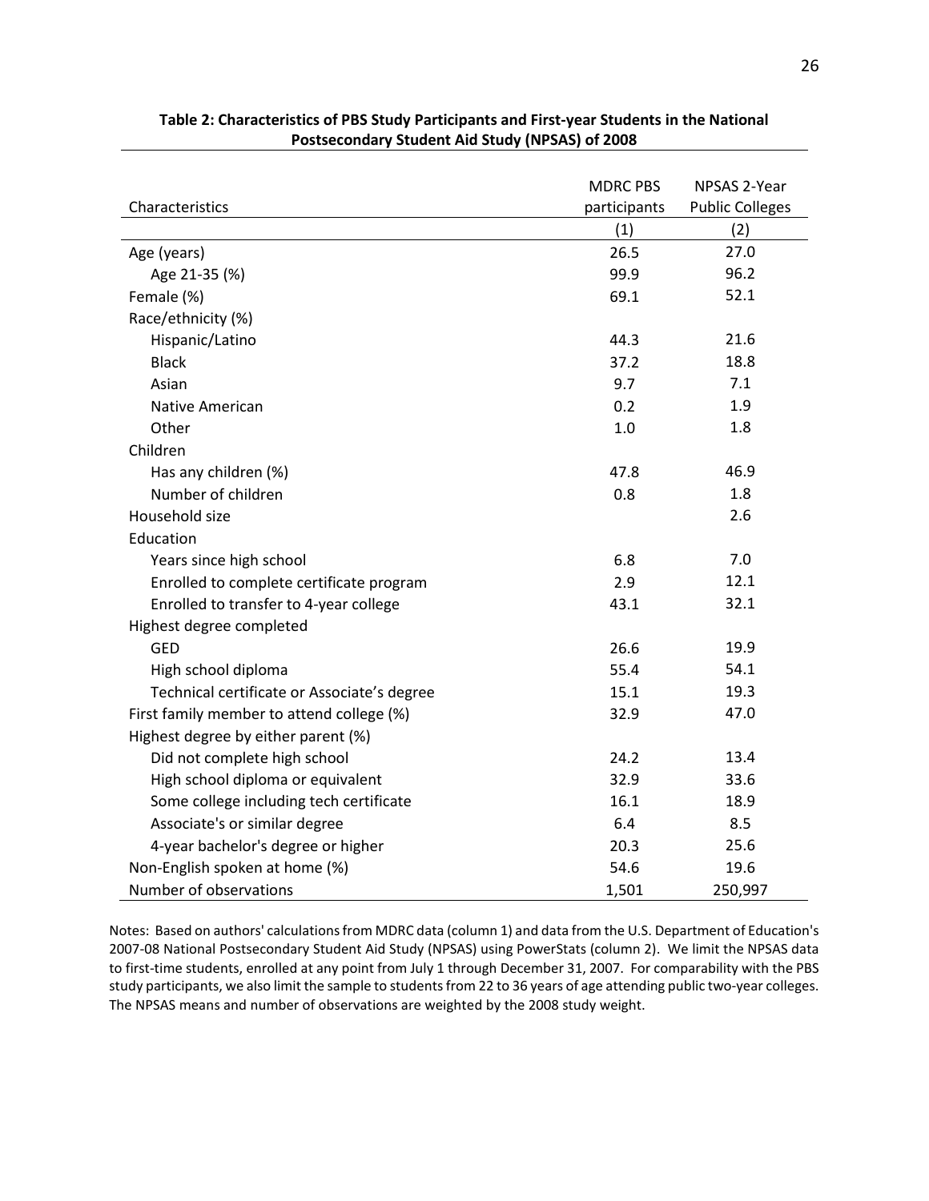**Table 2: Characteristics of PBS Study Participants and First-year Students in the National Postsecondary Student Aid Study (NPSAS) of 2008**

| Characteristics | MDRC PBS participants | NPSAS 2-Year Public Colleges |
|---|---|---|
| | (1) | (2) |
| Age (years) | 26.5 | 27.0 |
| Age 21-35 (%) | 99.9 | 96.2 |
| Female (%) | 69.1 | 52.1 |
| Race/ethnicity (%) | | |
| Hispanic/Latino | 44.3 | 21.6 |
| Black | 37.2 | 18.8 |
| Asian | 9.7 | 7.1 |
| Native American | 0.2 | 1.9 |
| Other | 1.0 | 1.8 |
| Children | | |
| Has any children (%) | 47.8 | 46.9 |
| Number of children | 0.8 | 1.8 |
| Household size | | 2.6 |
| Education | | |
| Years since high school | 6.8 | 7.0 |
| Enrolled to complete certificate program | 2.9 | 12.1 |
| Enrolled to transfer to 4-year college | 43.1 | 32.1 |
| Highest degree completed | | |
| GED | 26.6 | 19.9 |
| High school diploma | 55.4 | 54.1 |
| Technical certificate or Associate's degree | 15.1 | 19.3 |
| First family member to attend college (%) | 32.9 | 47.0 |
| Highest degree by either parent (%) | | |
| Did not complete high school | 24.2 | 13.4 |
| High school diploma or equivalent | 32.9 | 33.6 |
| Some college including tech certificate | 16.1 | 18.9 |
| Associate's or similar degree | 6.4 | 8.5 |
| 4-year bachelor's degree or higher | 20.3 | 25.6 |
| Non-English spoken at home (%) | 54.6 | 19.6 |
| Number of observations | 1,501 | 250,997 |

Notes: Based on authors' calculations from MDRC data (column 1) and data from the U.S. Department of Education's 2007-08 National Postsecondary Student Aid Study (NPSAS) using PowerStats (column 2). We limit the NPSAS data to first-time students, enrolled at any point from July 1 through December 31, 2007. For comparability with the PBS study participants, we also limit the sample to students from 22 to 36 years of age attending public two-year colleges. The NPSAS means and number of observations are weighted by the 2008 study weight.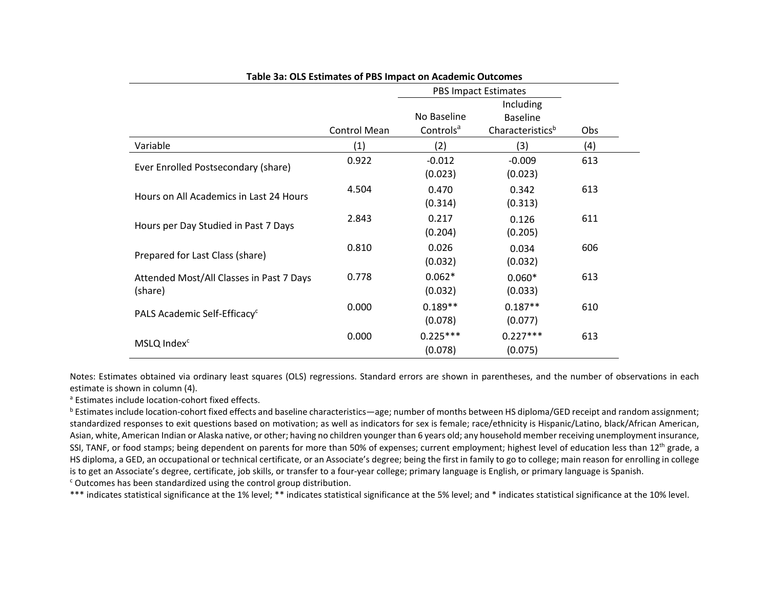**Table 3a: OLS Estimates of PBS Impact on Academic Outcomes**

| | | PBS Impact Estimates | | |
|---|---|---|---|---|
| | Control Mean | No Baseline Controls[a] | Including Baseline Characteristics[b] | Obs |
| Variable | (1) | (2) | (3) | (4) |
| Ever Enrolled Postsecondary (share) | 0.922 | -0.012<br>(0.023) | -0.009<br>(0.023) | 613 |
| Hours on All Academics in Last 24 Hours | 4.504 | 0.470<br>(0.314) | 0.342<br>(0.313) | 613 |
| Hours per Day Studied in Past 7 Days | 2.843 | 0.217<br>(0.204) | 0.126<br>(0.205) | 611 |
| Prepared for Last Class (share) | 0.810 | 0.026<br>(0.032) | 0.034<br>(0.032) | 606 |
| Attended Most/All Classes in Past 7 Days (share) | 0.778 | 0.062*<br>(0.032) | 0.060*<br>(0.033) | 613 |
| PALS Academic Self-Efficacy[c] | 0.000 | 0.189**<br>(0.078) | 0.187**<br>(0.077) | 610 |
| MSLQ Index[c] | 0.000 | 0.225***<br>(0.078) | 0.227***<br>(0.075) | 613 |

Notes: Estimates obtained via ordinary least squares (OLS) regressions. Standard errors are shown in parentheses, and the number of observations in each estimate is shown in column (4).

[a] Estimates include location-cohort fixed effects.

[b] Estimates include location-cohort fixed effects and baseline characteristics—age; number of months between HS diploma/GED receipt and random assignment; standardized responses to exit questions based on motivation; as well as indicators for sex is female; race/ethnicity is Hispanic/Latino, black/African American, Asian, white, American Indian or Alaska native, or other; having no children younger than 6 years old; any household member receiving unemployment insurance, SSI, TANF, or food stamps; being dependent on parents for more than 50% of expenses; current employment; highest level of education less than 12th grade, a HS diploma, a GED, an occupational or technical certificate, or an Associate's degree; being the first in family to go to college; main reason for enrolling in college is to get an Associate's degree, certificate, job skills, or transfer to a four-year college; primary language is English, or primary language is Spanish.

[c] Outcomes has been standardized using the control group distribution.

*** indicates statistical significance at the 1% level; ** indicates statistical significance at the 5% level; and * indicates statistical significance at the 10% level.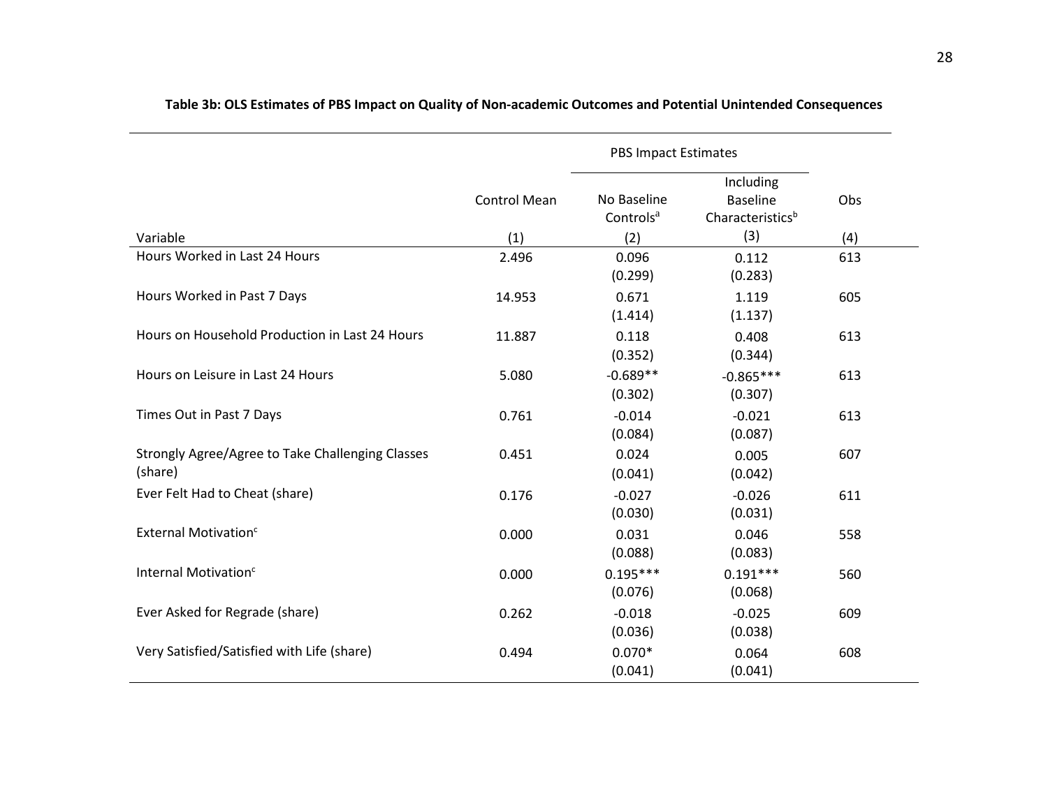**Table 3b: OLS Estimates of PBS Impact on Quality of Non-academic Outcomes and Potential Unintended Consequences**

| | | PBS Impact Estimates | | |
|---|---|---|---|---|
| | Control Mean | No Baseline Controls[a] | Including Baseline Characteristics[b] | Obs |
| Variable | (1) | (2) | (3) | (4) |
| Hours Worked in Last 24 Hours | 2.496 | 0.096 | 0.112 | 613 |
| | | (0.299) | (0.283) | |
| Hours Worked in Past 7 Days | 14.953 | 0.671 | 1.119 | 605 |
| | | (1.414) | (1.137) | |
| Hours on Household Production in Last 24 Hours | 11.887 | 0.118 | 0.408 | 613 |
| | | (0.352) | (0.344) | |
| Hours on Leisure in Last 24 Hours | 5.080 | -0.689** | -0.865*** | 613 |
| | | (0.302) | (0.307) | |
| Times Out in Past 7 Days | 0.761 | -0.014 | -0.021 | 613 |
| | | (0.084) | (0.087) | |
| Strongly Agree/Agree to Take Challenging Classes (share) | 0.451 | 0.024 | 0.005 | 607 |
| | | (0.041) | (0.042) | |
| Ever Felt Had to Cheat (share) | 0.176 | -0.027 | -0.026 | 611 |
| | | (0.030) | (0.031) | |
| External Motivation[c] | 0.000 | 0.031 | 0.046 | 558 |
| | | (0.088) | (0.083) | |
| Internal Motivation[c] | 0.000 | 0.195*** | 0.191*** | 560 |
| | | (0.076) | (0.068) | |
| Ever Asked for Regrade (share) | 0.262 | -0.018 | -0.025 | 609 |
| | | (0.036) | (0.038) | |
| Very Satisfied/Satisfied with Life (share) | 0.494 | 0.070* | 0.064 | 608 |
| | | (0.041) | (0.041) | |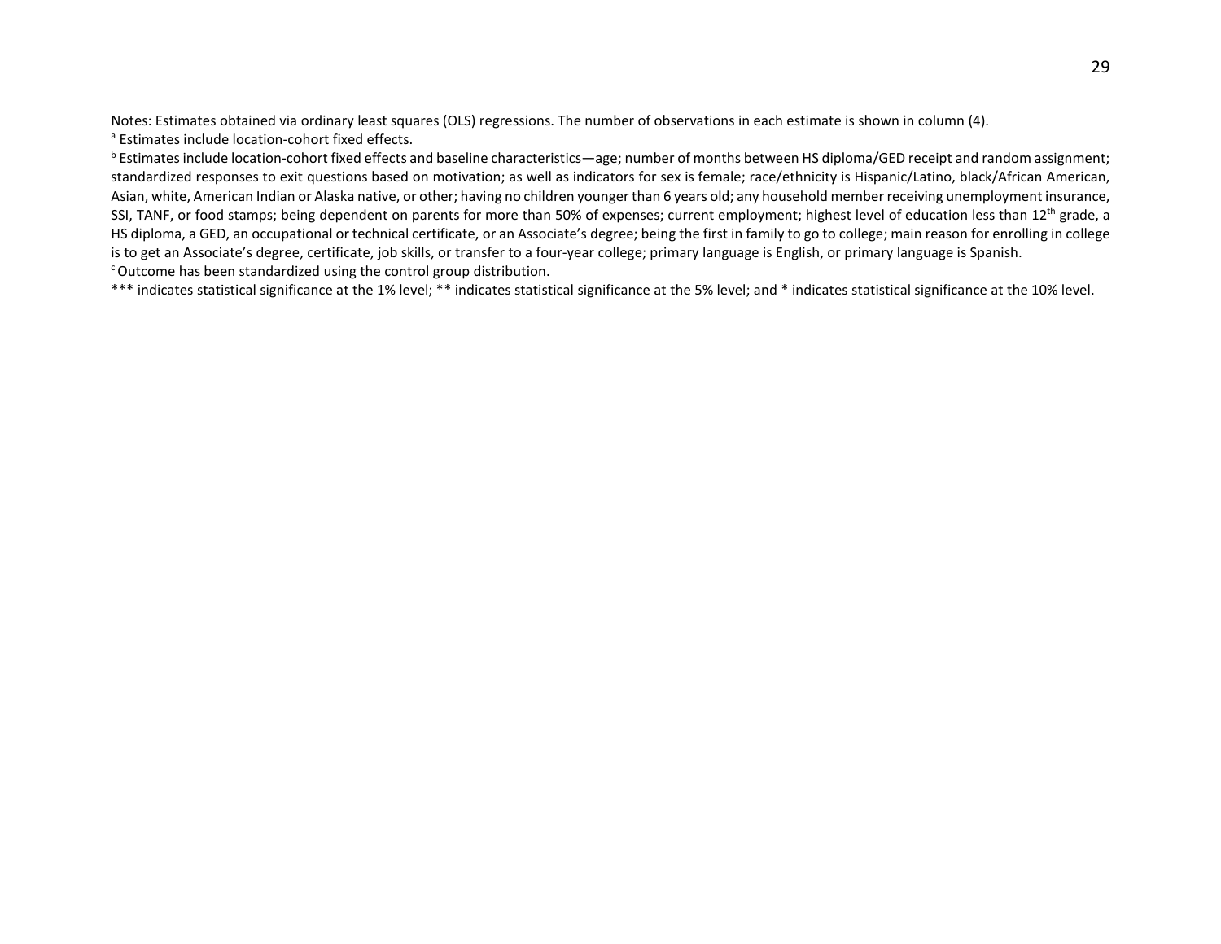Notes: Estimates obtained via ordinary least squares (OLS) regressions. The number of observations in each estimate is shown in column (4).

[a] Estimates include location-cohort fixed effects.

[b] Estimates include location-cohort fixed effects and baseline characteristics—age; number of months between HS diploma/GED receipt and random assignment; standardized responses to exit questions based on motivation; as well as indicators for sex is female; race/ethnicity is Hispanic/Latino, black/African American, Asian, white, American Indian or Alaska native, or other; having no children younger than 6 years old; any household member receiving unemployment insurance, SSI, TANF, or food stamps; being dependent on parents for more than 50% of expenses; current employment; highest level of education less than 12th grade, a HS diploma, a GED, an occupational or technical certificate, or an Associate's degree; being the first in family to go to college; main reason for enrolling in college is to get an Associate's degree, certificate, job skills, or transfer to a four-year college; primary language is English, or primary language is Spanish.

[c] Outcome has been standardized using the control group distribution.

*** indicates statistical significance at the 1% level; ** indicates statistical significance at the 5% level; and * indicates statistical significance at the 10% level.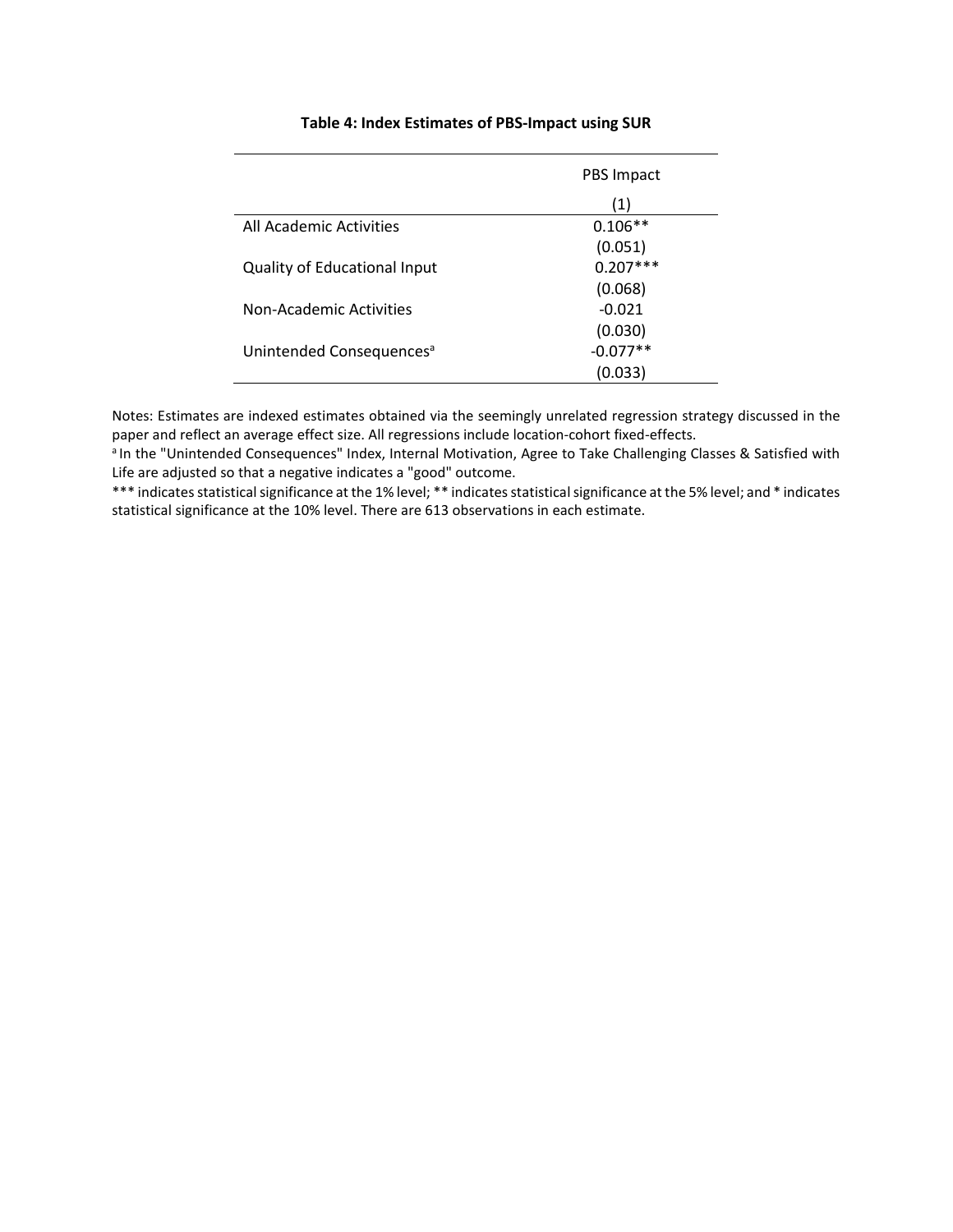**Table 4: Index Estimates of PBS-Impact using SUR**

| | PBS Impact |
|---|---|
| | (1) |
| All Academic Activities | 0.106** |
| | (0.051) |
| Quality of Educational Input | 0.207*** |
| | (0.068) |
| Non-Academic Activities | -0.021 |
| | (0.030) |
| Unintended Consequences[a] | -0.077** |
| | (0.033) |

Notes: Estimates are indexed estimates obtained via the seemingly unrelated regression strategy discussed in the paper and reflect an average effect size. All regressions include location-cohort fixed-effects.

[a] In the "Unintended Consequences" Index, Internal Motivation, Agree to Take Challenging Classes & Satisfied with Life are adjusted so that a negative indicates a "good" outcome.

*** indicates statistical significance at the 1% level; ** indicates statistical significance at the 5% level; and * indicates statistical significance at the 10% level. There are 613 observations in each estimate.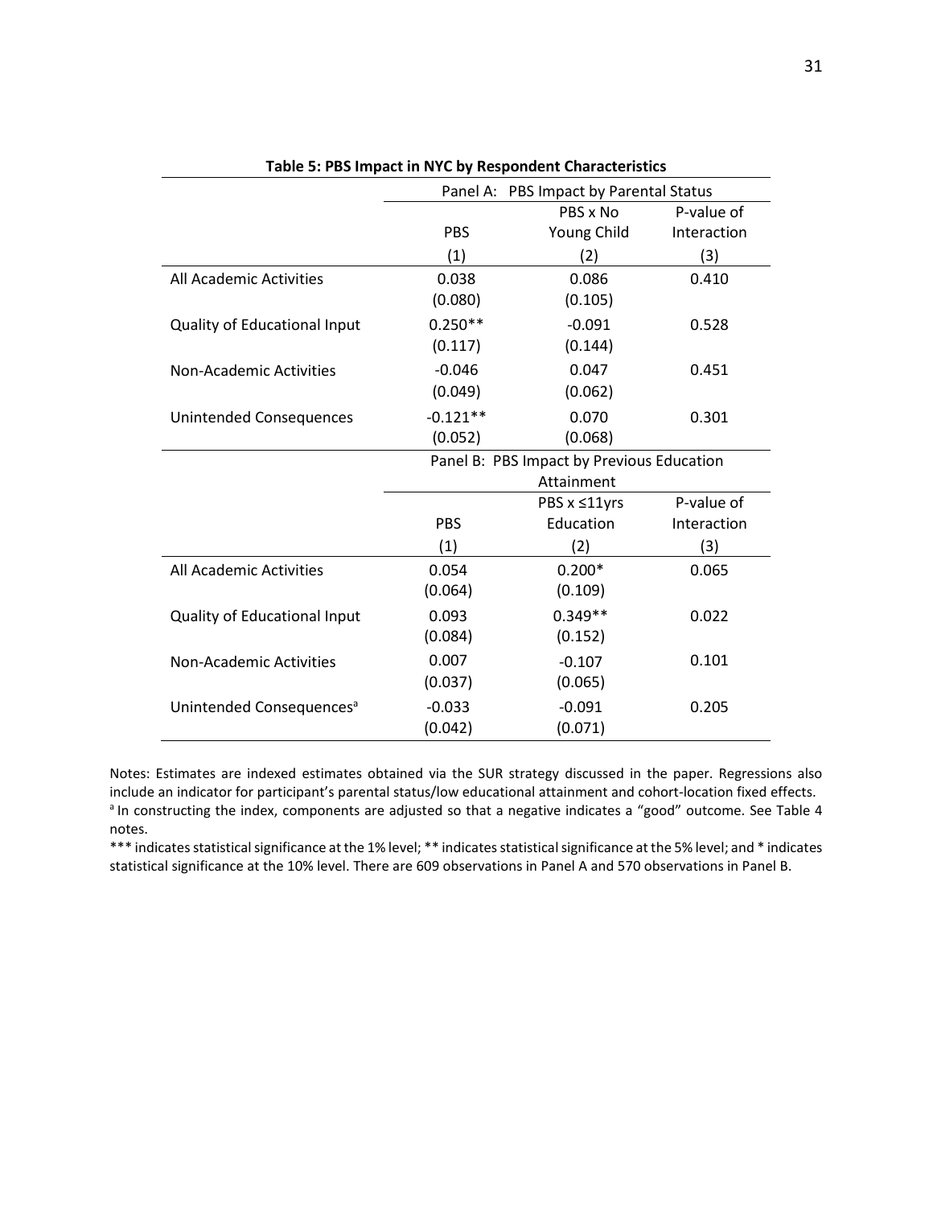**Table 5: PBS Impact in NYC by Respondent Characteristics**

| | Panel A: PBS Impact by Parental Status | | |
|---|---|---|---|
| | PBS | PBS x No Young Child | P-value of Interaction |
| | (1) | (2) | (3) |
| All Academic Activities | 0.038 | 0.086 | 0.410 |
| | (0.080) | (0.105) | |
| Quality of Educational Input | 0.250** | -0.091 | 0.528 |
| | (0.117) | (0.144) | |
| Non-Academic Activities | -0.046 | 0.047 | 0.451 |
| | (0.049) | (0.062) | |
| Unintended Consequences | -0.121** | 0.070 | 0.301 |
| | (0.052) | (0.068) | |
| | **Panel B: PBS Impact by Previous Education Attainment** | | |
| | PBS | PBS x ≤11yrs Education | P-value of Interaction |
| | (1) | (2) | (3) |
| All Academic Activities | 0.054 | 0.200* | 0.065 |
| | (0.064) | (0.109) | |
| Quality of Educational Input | 0.093 | 0.349** | 0.022 |
| | (0.084) | (0.152) | |
| Non-Academic Activities | 0.007 | -0.107 | 0.101 |
| | (0.037) | (0.065) | |
| Unintended Consequences[a] | -0.033 | -0.091 | 0.205 |
| | (0.042) | (0.071) | |

Notes: Estimates are indexed estimates obtained via the SUR strategy discussed in the paper. Regressions also include an indicator for participant's parental status/low educational attainment and cohort-location fixed effects.
[a] In constructing the index, components are adjusted so that a negative indicates a "good" outcome. See Table 4 notes.
*** indicates statistical significance at the 1% level; ** indicates statistical significance at the 5% level; and * indicates statistical significance at the 10% level. There are 609 observations in Panel A and 570 observations in Panel B.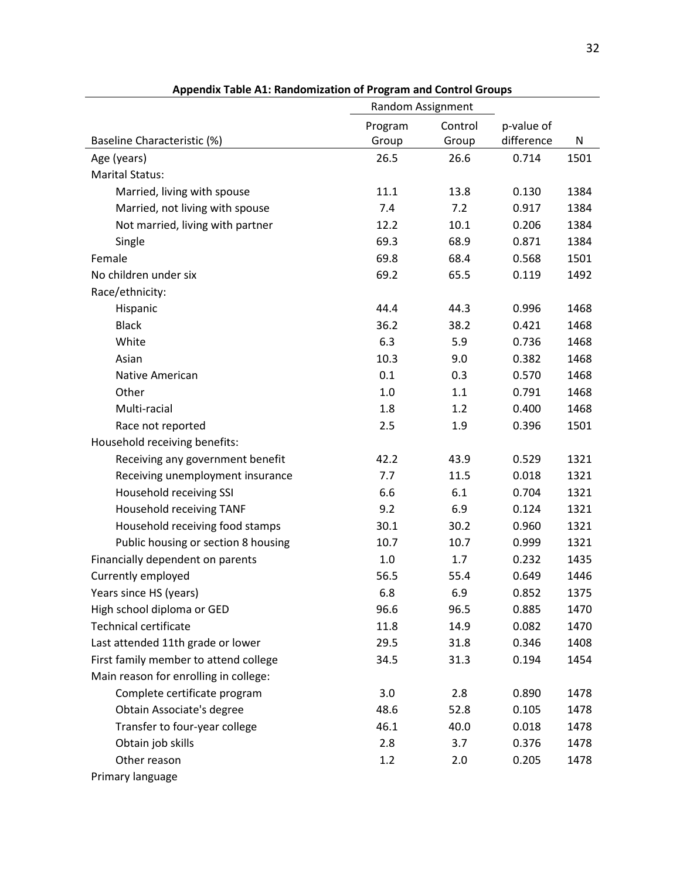**Appendix Table A1: Randomization of Program and Control Groups**

| | Random Assignment | | | |
|---|---|---|---|---|
| Baseline Characteristic (%) | Program Group | Control Group | p-value of difference | N |
| Age (years) | 26.5 | 26.6 | 0.714 | 1501 |
| Marital Status: | | | | |
| Married, living with spouse | 11.1 | 13.8 | 0.130 | 1384 |
| Married, not living with spouse | 7.4 | 7.2 | 0.917 | 1384 |
| Not married, living with partner | 12.2 | 10.1 | 0.206 | 1384 |
| Single | 69.3 | 68.9 | 0.871 | 1384 |
| Female | 69.8 | 68.4 | 0.568 | 1501 |
| No children under six | 69.2 | 65.5 | 0.119 | 1492 |
| Race/ethnicity: | | | | |
| Hispanic | 44.4 | 44.3 | 0.996 | 1468 |
| Black | 36.2 | 38.2 | 0.421 | 1468 |
| White | 6.3 | 5.9 | 0.736 | 1468 |
| Asian | 10.3 | 9.0 | 0.382 | 1468 |
| Native American | 0.1 | 0.3 | 0.570 | 1468 |
| Other | 1.0 | 1.1 | 0.791 | 1468 |
| Multi-racial | 1.8 | 1.2 | 0.400 | 1468 |
| Race not reported | 2.5 | 1.9 | 0.396 | 1501 |
| Household receiving benefits: | | | | |
| Receiving any government benefit | 42.2 | 43.9 | 0.529 | 1321 |
| Receiving unemployment insurance | 7.7 | 11.5 | 0.018 | 1321 |
| Household receiving SSI | 6.6 | 6.1 | 0.704 | 1321 |
| Household receiving TANF | 9.2 | 6.9 | 0.124 | 1321 |
| Household receiving food stamps | 30.1 | 30.2 | 0.960 | 1321 |
| Public housing or section 8 housing | 10.7 | 10.7 | 0.999 | 1321 |
| Financially dependent on parents | 1.0 | 1.7 | 0.232 | 1435 |
| Currently employed | 56.5 | 55.4 | 0.649 | 1446 |
| Years since HS (years) | 6.8 | 6.9 | 0.852 | 1375 |
| High school diploma or GED | 96.6 | 96.5 | 0.885 | 1470 |
| Technical certificate | 11.8 | 14.9 | 0.082 | 1470 |
| Last attended 11th grade or lower | 29.5 | 31.8 | 0.346 | 1408 |
| First family member to attend college | 34.5 | 31.3 | 0.194 | 1454 |
| Main reason for enrolling in college: | | | | |
| Complete certificate program | 3.0 | 2.8 | 0.890 | 1478 |
| Obtain Associate's degree | 48.6 | 52.8 | 0.105 | 1478 |
| Transfer to four-year college | 46.1 | 40.0 | 0.018 | 1478 |
| Obtain job skills | 2.8 | 3.7 | 0.376 | 1478 |
| Other reason | 1.2 | 2.0 | 0.205 | 1478 |
| Primary language | | | | |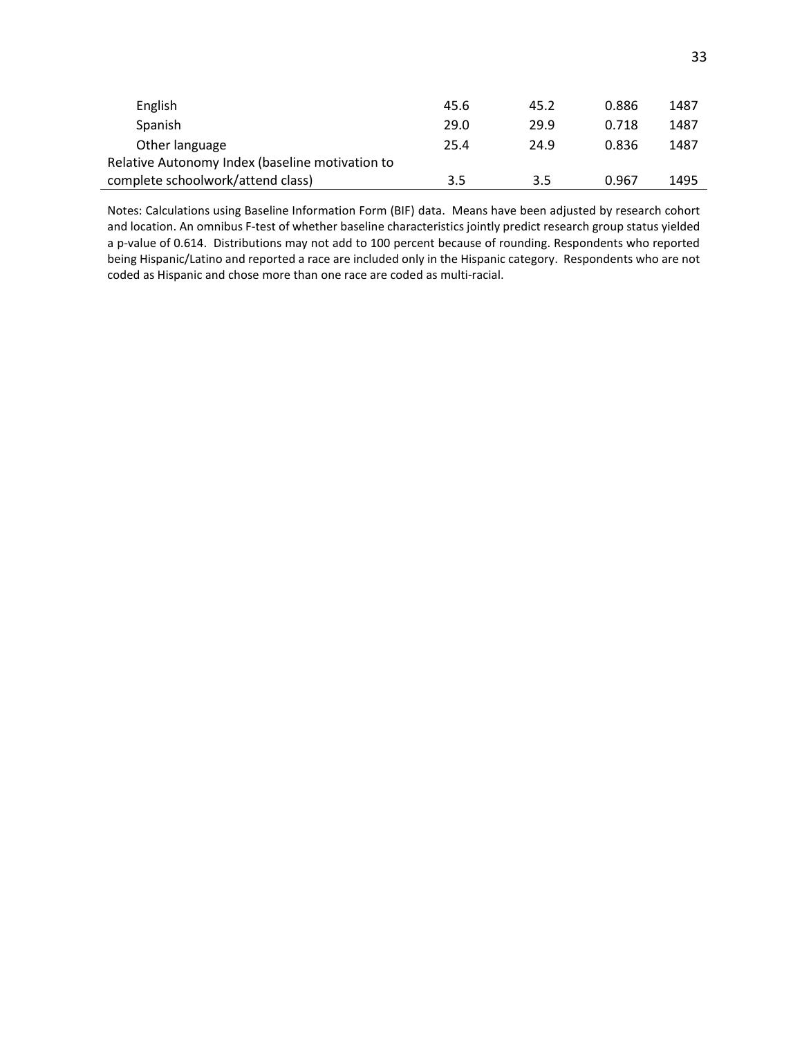| | | | | |
|---|---|---|---|---|
| English | 45.6 | 45.2 | 0.886 | 1487 |
| Spanish | 29.0 | 29.9 | 0.718 | 1487 |
| Other language | 25.4 | 24.9 | 0.836 | 1487 |
| Relative Autonomy Index (baseline motivation to complete schoolwork/attend class) | 3.5 | 3.5 | 0.967 | 1495 |

Notes: Calculations using Baseline Information Form (BIF) data. Means have been adjusted by research cohort and location. An omnibus F-test of whether baseline characteristics jointly predict research group status yielded a p-value of 0.614. Distributions may not add to 100 percent because of rounding. Respondents who reported being Hispanic/Latino and reported a race are included only in the Hispanic category. Respondents who are not coded as Hispanic and chose more than one race are coded as multi-racial.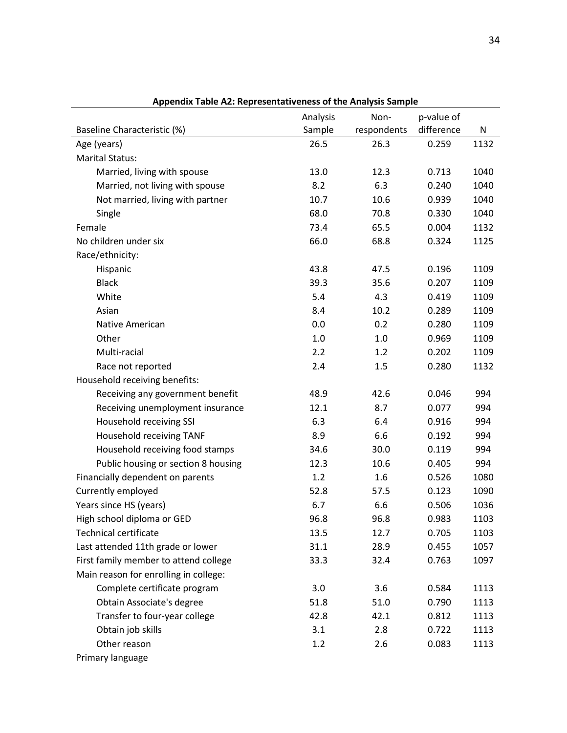**Appendix Table A2: Representativeness of the Analysis Sample**

| Baseline Characteristic (%) | Analysis Sample | Non-respondents | p-value of difference | N |
|---|---|---|---|---|
| Age (years) | 26.5 | 26.3 | 0.259 | 1132 |
| Marital Status: | | | | |
| Married, living with spouse | 13.0 | 12.3 | 0.713 | 1040 |
| Married, not living with spouse | 8.2 | 6.3 | 0.240 | 1040 |
| Not married, living with partner | 10.7 | 10.6 | 0.939 | 1040 |
| Single | 68.0 | 70.8 | 0.330 | 1040 |
| Female | 73.4 | 65.5 | 0.004 | 1132 |
| No children under six | 66.0 | 68.8 | 0.324 | 1125 |
| Race/ethnicity: | | | | |
| Hispanic | 43.8 | 47.5 | 0.196 | 1109 |
| Black | 39.3 | 35.6 | 0.207 | 1109 |
| White | 5.4 | 4.3 | 0.419 | 1109 |
| Asian | 8.4 | 10.2 | 0.289 | 1109 |
| Native American | 0.0 | 0.2 | 0.280 | 1109 |
| Other | 1.0 | 1.0 | 0.969 | 1109 |
| Multi-racial | 2.2 | 1.2 | 0.202 | 1109 |
| Race not reported | 2.4 | 1.5 | 0.280 | 1132 |
| Household receiving benefits: | | | | |
| Receiving any government benefit | 48.9 | 42.6 | 0.046 | 994 |
| Receiving unemployment insurance | 12.1 | 8.7 | 0.077 | 994 |
| Household receiving SSI | 6.3 | 6.4 | 0.916 | 994 |
| Household receiving TANF | 8.9 | 6.6 | 0.192 | 994 |
| Household receiving food stamps | 34.6 | 30.0 | 0.119 | 994 |
| Public housing or section 8 housing | 12.3 | 10.6 | 0.405 | 994 |
| Financially dependent on parents | 1.2 | 1.6 | 0.526 | 1080 |
| Currently employed | 52.8 | 57.5 | 0.123 | 1090 |
| Years since HS (years) | 6.7 | 6.6 | 0.506 | 1036 |
| High school diploma or GED | 96.8 | 96.8 | 0.983 | 1103 |
| Technical certificate | 13.5 | 12.7 | 0.705 | 1103 |
| Last attended 11th grade or lower | 31.1 | 28.9 | 0.455 | 1057 |
| First family member to attend college | 33.3 | 32.4 | 0.763 | 1097 |
| Main reason for enrolling in college: | | | | |
| Complete certificate program | 3.0 | 3.6 | 0.584 | 1113 |
| Obtain Associate's degree | 51.8 | 51.0 | 0.790 | 1113 |
| Transfer to four-year college | 42.8 | 42.1 | 0.812 | 1113 |
| Obtain job skills | 3.1 | 2.8 | 0.722 | 1113 |
| Other reason | 1.2 | 2.6 | 0.083 | 1113 |
| Primary language | | | | |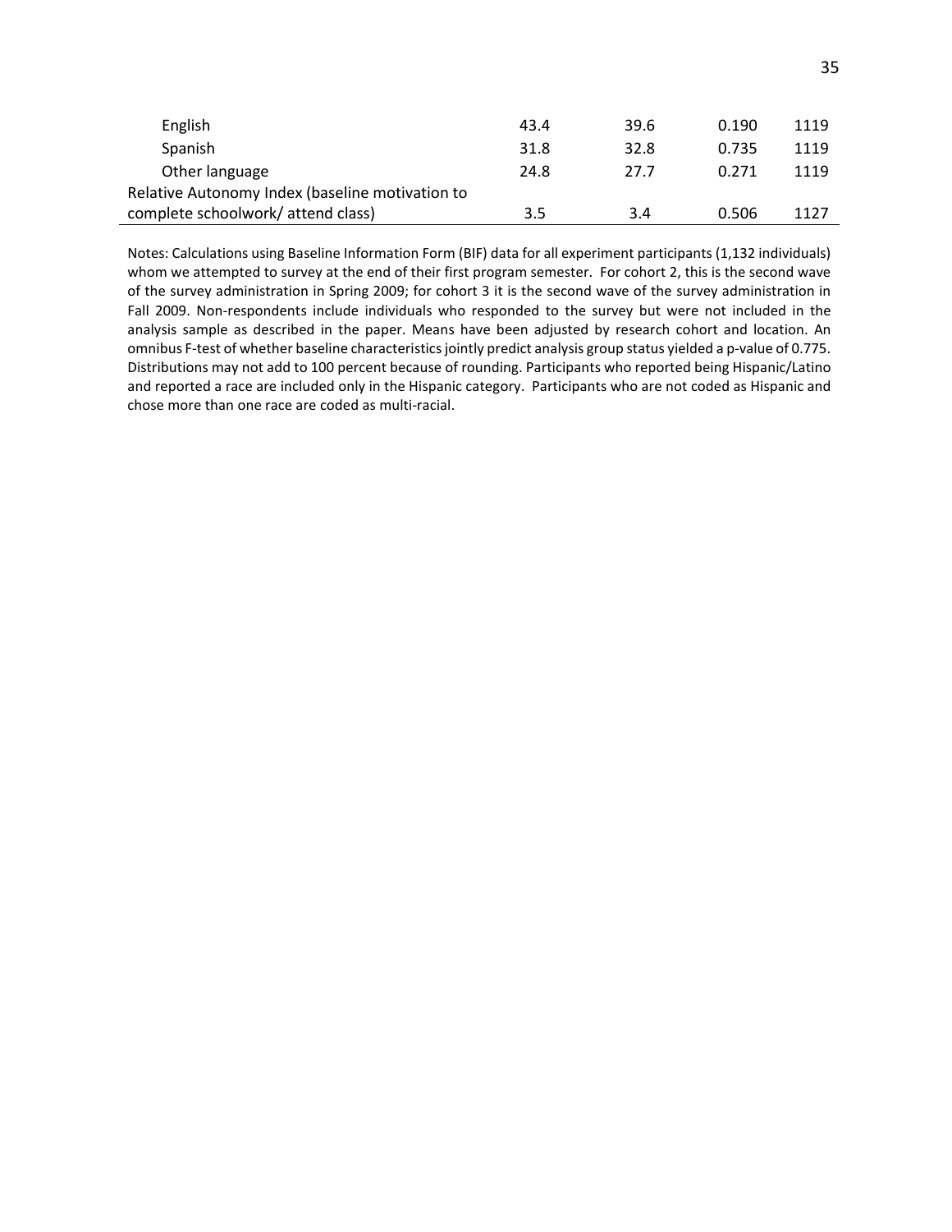| | | | | |
|---|---|---|---|---|
| English | 43.4 | 39.6 | 0.190 | 1119 |
| Spanish | 31.8 | 32.8 | 0.735 | 1119 |
| Other language | 24.8 | 27.7 | 0.271 | 1119 |
| Relative Autonomy Index (baseline motivation to complete schoolwork/ attend class) | 3.5 | 3.4 | 0.506 | 1127 |

Notes: Calculations using Baseline Information Form (BIF) data for all experiment participants (1,132 individuals) whom we attempted to survey at the end of their first program semester. For cohort 2, this is the second wave of the survey administration in Spring 2009; for cohort 3 it is the second wave of the survey administration in Fall 2009. Non-respondents include individuals who responded to the survey but were not included in the analysis sample as described in the paper. Means have been adjusted by research cohort and location. An omnibus F-test of whether baseline characteristics jointly predict analysis group status yielded a p-value of 0.775. Distributions may not add to 100 percent because of rounding. Participants who reported being Hispanic/Latino and reported a race are included only in the Hispanic category. Participants who are not coded as Hispanic and chose more than one race are coded as multi-racial.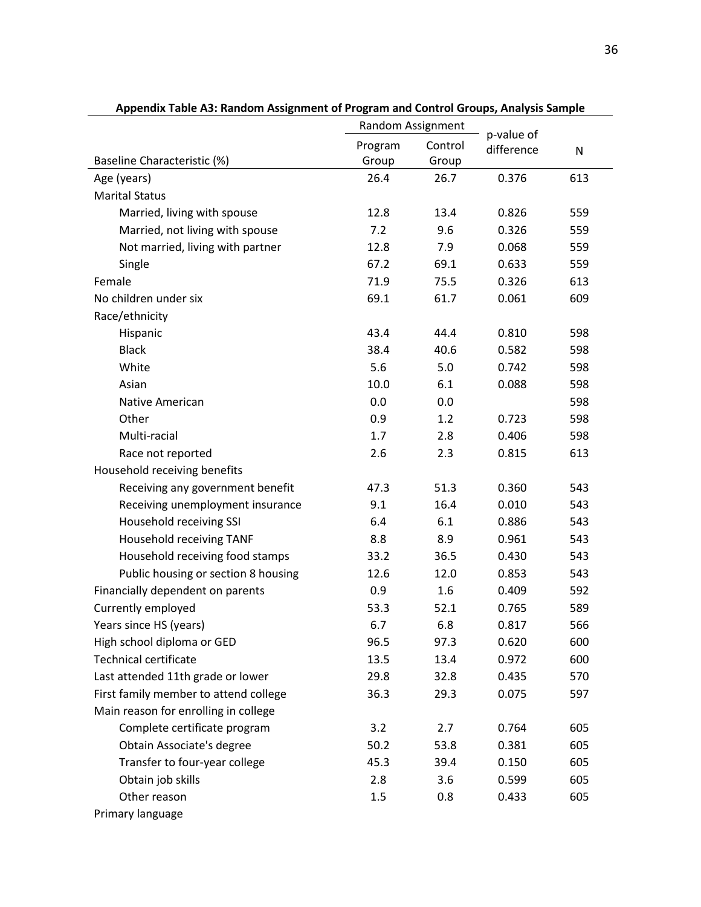**Appendix Table A3: Random Assignment of Program and Control Groups, Analysis Sample**

| | Random Assignment | | | |
|---|---|---|---|---|
| Baseline Characteristic (%) | Program Group | Control Group | p-value of difference | N |
| Age (years) | 26.4 | 26.7 | 0.376 | 613 |
| Marital Status | | | | |
| Married, living with spouse | 12.8 | 13.4 | 0.826 | 559 |
| Married, not living with spouse | 7.2 | 9.6 | 0.326 | 559 |
| Not married, living with partner | 12.8 | 7.9 | 0.068 | 559 |
| Single | 67.2 | 69.1 | 0.633 | 559 |
| Female | 71.9 | 75.5 | 0.326 | 613 |
| No children under six | 69.1 | 61.7 | 0.061 | 609 |
| Race/ethnicity | | | | |
| Hispanic | 43.4 | 44.4 | 0.810 | 598 |
| Black | 38.4 | 40.6 | 0.582 | 598 |
| White | 5.6 | 5.0 | 0.742 | 598 |
| Asian | 10.0 | 6.1 | 0.088 | 598 |
| Native American | 0.0 | 0.0 | | 598 |
| Other | 0.9 | 1.2 | 0.723 | 598 |
| Multi-racial | 1.7 | 2.8 | 0.406 | 598 |
| Race not reported | 2.6 | 2.3 | 0.815 | 613 |
| Household receiving benefits | | | | |
| Receiving any government benefit | 47.3 | 51.3 | 0.360 | 543 |
| Receiving unemployment insurance | 9.1 | 16.4 | 0.010 | 543 |
| Household receiving SSI | 6.4 | 6.1 | 0.886 | 543 |
| Household receiving TANF | 8.8 | 8.9 | 0.961 | 543 |
| Household receiving food stamps | 33.2 | 36.5 | 0.430 | 543 |
| Public housing or section 8 housing | 12.6 | 12.0 | 0.853 | 543 |
| Financially dependent on parents | 0.9 | 1.6 | 0.409 | 592 |
| Currently employed | 53.3 | 52.1 | 0.765 | 589 |
| Years since HS (years) | 6.7 | 6.8 | 0.817 | 566 |
| High school diploma or GED | 96.5 | 97.3 | 0.620 | 600 |
| Technical certificate | 13.5 | 13.4 | 0.972 | 600 |
| Last attended 11th grade or lower | 29.8 | 32.8 | 0.435 | 570 |
| First family member to attend college | 36.3 | 29.3 | 0.075 | 597 |
| Main reason for enrolling in college | | | | |
| Complete certificate program | 3.2 | 2.7 | 0.764 | 605 |
| Obtain Associate's degree | 50.2 | 53.8 | 0.381 | 605 |
| Transfer to four-year college | 45.3 | 39.4 | 0.150 | 605 |
| Obtain job skills | 2.8 | 3.6 | 0.599 | 605 |
| Other reason | 1.5 | 0.8 | 0.433 | 605 |
| Primary language | | | | |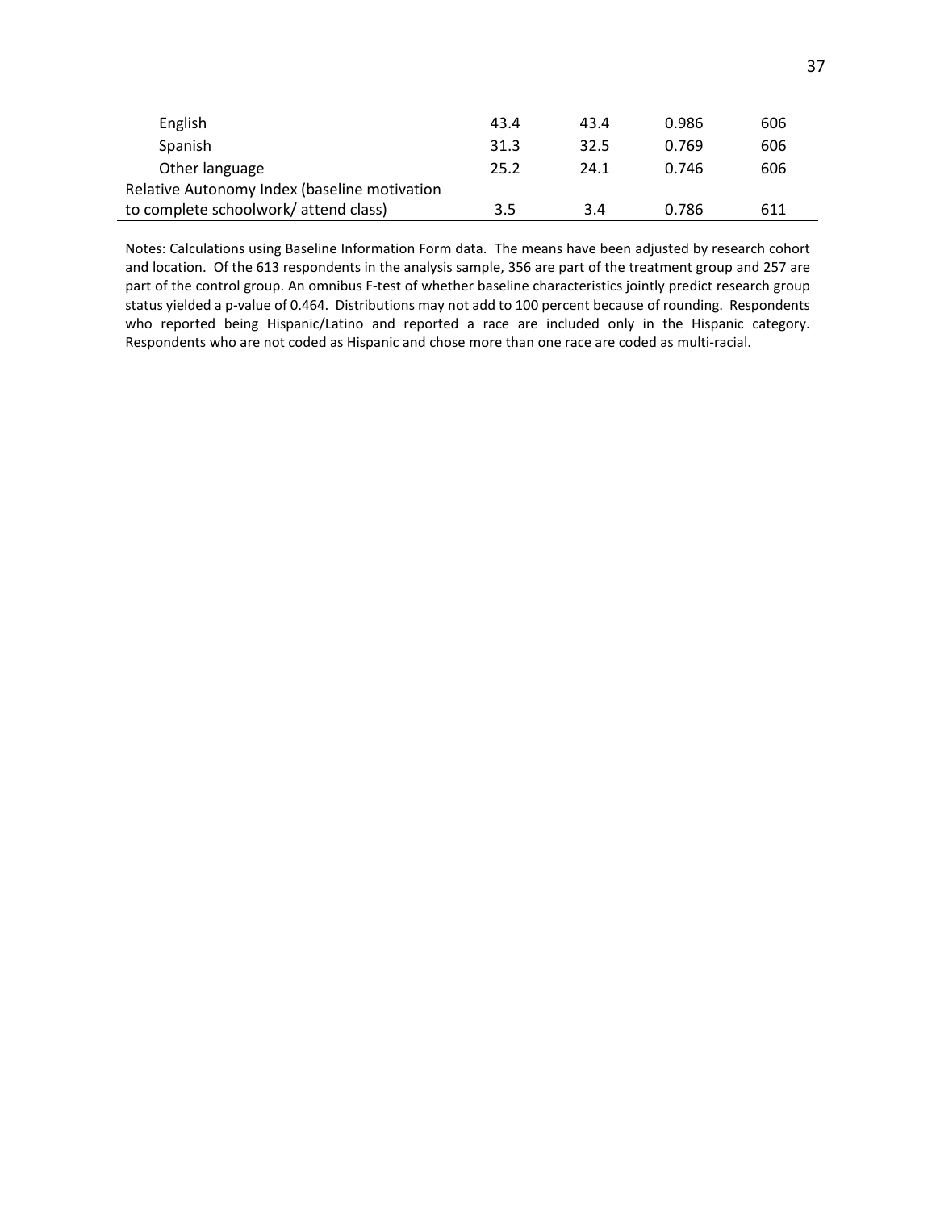| | | | | |
|---|---|---|---|---|
| English | 43.4 | 43.4 | 0.986 | 606 |
| Spanish | 31.3 | 32.5 | 0.769 | 606 |
| Other language | 25.2 | 24.1 | 0.746 | 606 |
| Relative Autonomy Index (baseline motivation to complete schoolwork/ attend class) | 3.5 | 3.4 | 0.786 | 611 |

Notes: Calculations using Baseline Information Form data. The means have been adjusted by research cohort and location. Of the 613 respondents in the analysis sample, 356 are part of the treatment group and 257 are part of the control group. An omnibus F-test of whether baseline characteristics jointly predict research group status yielded a p-value of 0.464. Distributions may not add to 100 percent because of rounding. Respondents who reported being Hispanic/Latino and reported a race are included only in the Hispanic category. Respondents who are not coded as Hispanic and chose more than one race are coded as multi-racial.